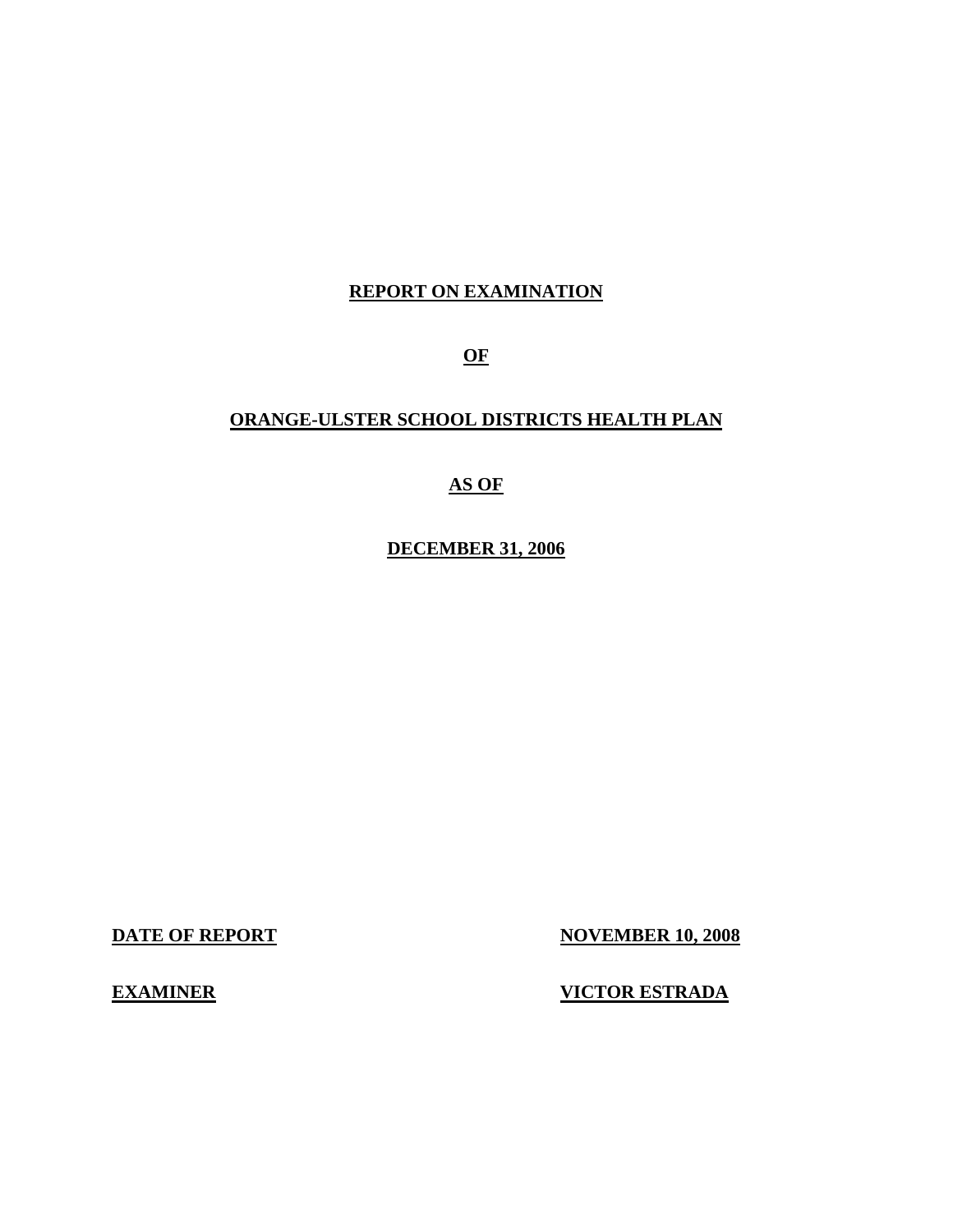# REPORT ON EXAMINATION

# OF

# ORANGE-ULSTER SCHOOL DISTRICTS HEALTH PLAN

# AS OF

# DECEMBER 31, 2006

**DATE OF REPORT** **NOVEMBER 10, 2008**

**EXAMINER** **VICTOR ESTRADA**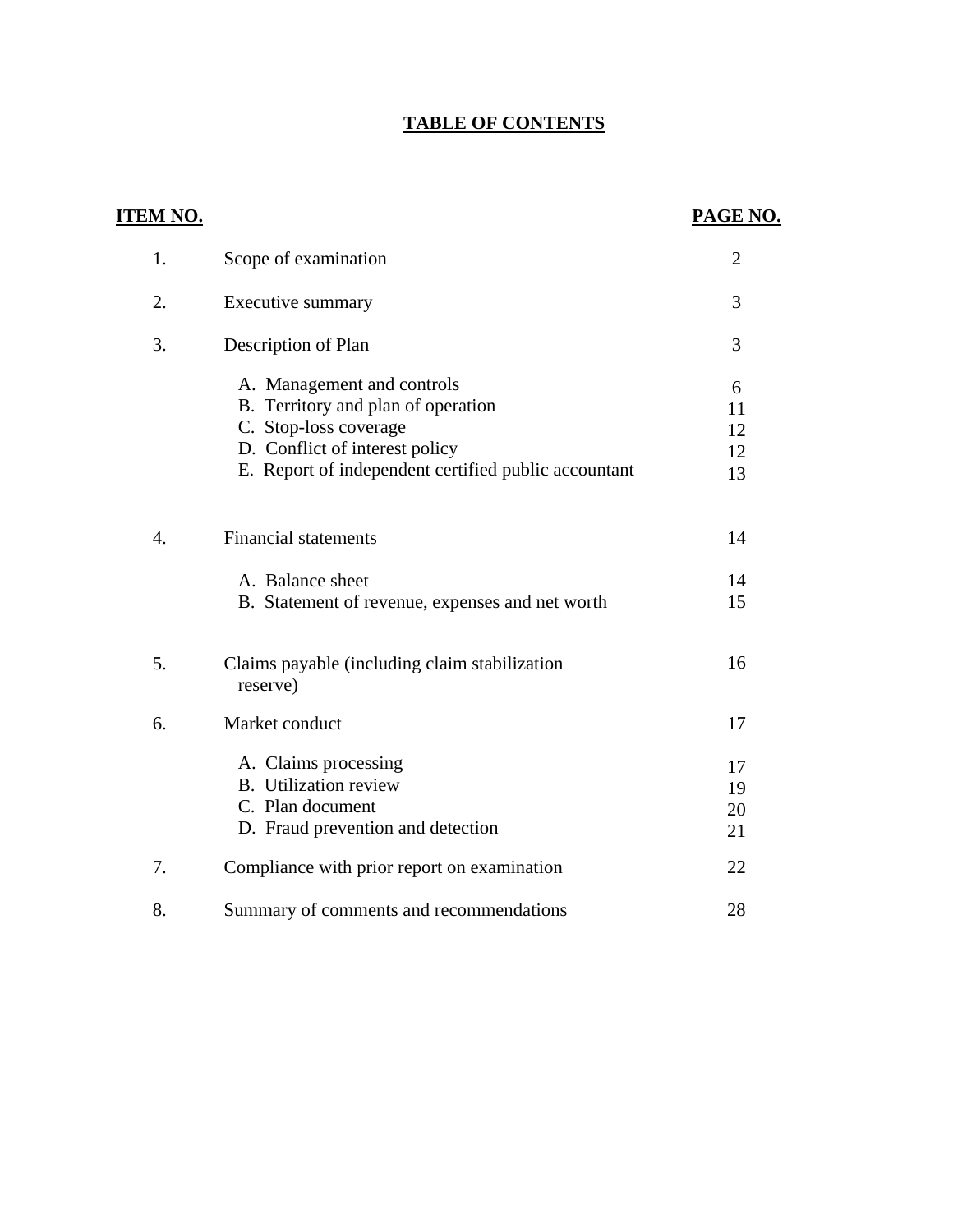# TABLE OF CONTENTS

| ITEM NO. | | PAGE NO. |
|---|---|---|
| 1. | Scope of examination | 2 |
| 2. | Executive summary | 3 |
| 3. | Description of Plan | 3 |
| | A. Management and controls | 6 |
| | B. Territory and plan of operation | 11 |
| | C. Stop-loss coverage | 12 |
| | D. Conflict of interest policy | 12 |
| | E. Report of independent certified public accountant | 13 |
| 4. | Financial statements | 14 |
| | A. Balance sheet | 14 |
| | B. Statement of revenue, expenses and net worth | 15 |
| 5. | Claims payable (including claim stabilization reserve) | 16 |
| 6. | Market conduct | 17 |
| | A. Claims processing | 17 |
| | B. Utilization review | 19 |
| | C. Plan document | 20 |
| | D. Fraud prevention and detection | 21 |
| 7. | Compliance with prior report on examination | 22 |
| 8. | Summary of comments and recommendations | 28 |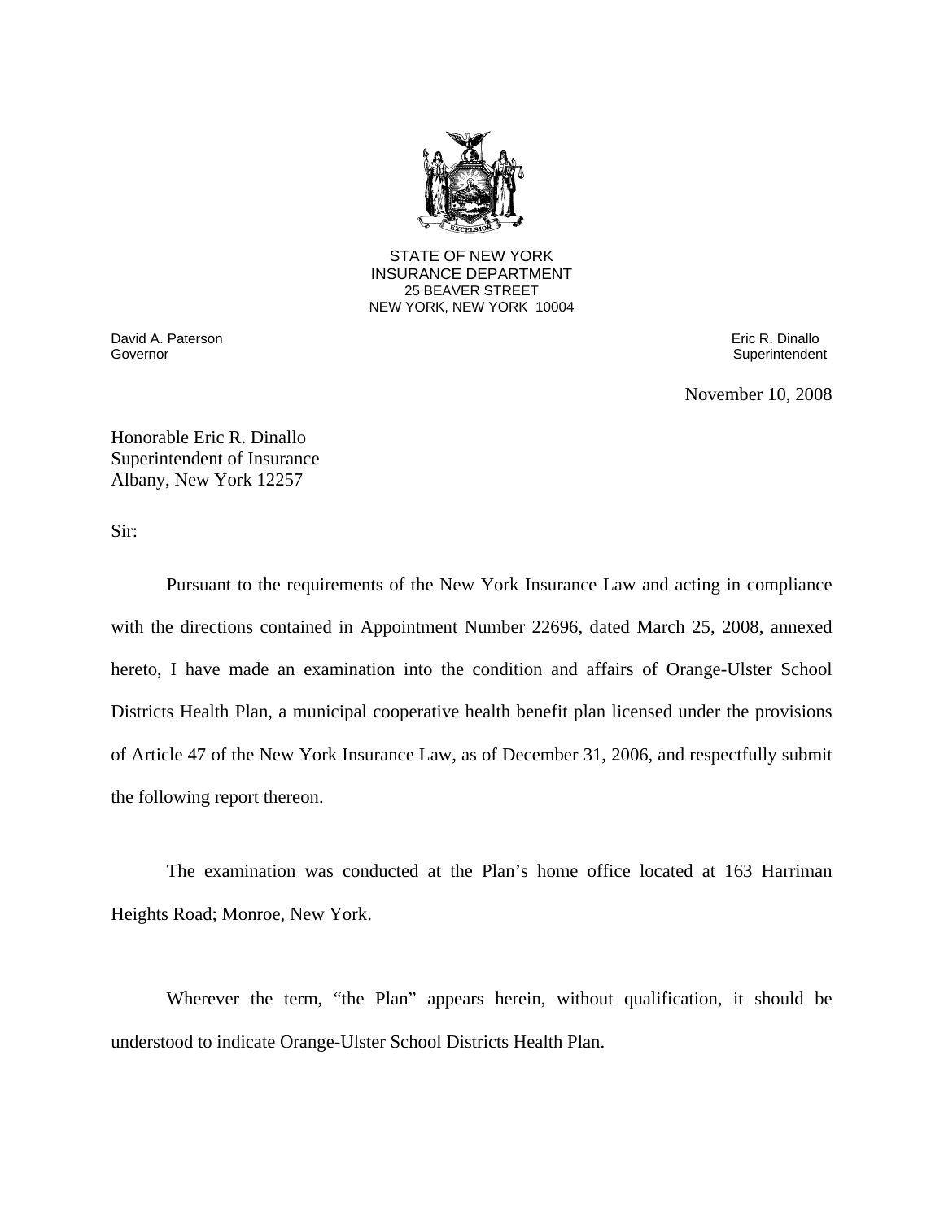STATE OF NEW YORK
INSURANCE DEPARTMENT
25 BEAVER STREET
NEW YORK, NEW YORK 10004

David A. Paterson
Governor

Eric R. Dinallo
Superintendent

November 10, 2008

Honorable Eric R. Dinallo
Superintendent of Insurance
Albany, New York 12257

Sir:

Pursuant to the requirements of the New York Insurance Law and acting in compliance with the directions contained in Appointment Number 22696, dated March 25, 2008, annexed hereto, I have made an examination into the condition and affairs of Orange-Ulster School Districts Health Plan, a municipal cooperative health benefit plan licensed under the provisions of Article 47 of the New York Insurance Law, as of December 31, 2006, and respectfully submit the following report thereon.

The examination was conducted at the Plan's home office located at 163 Harriman Heights Road; Monroe, New York.

Wherever the term, "the Plan" appears herein, without qualification, it should be understood to indicate Orange-Ulster School Districts Health Plan.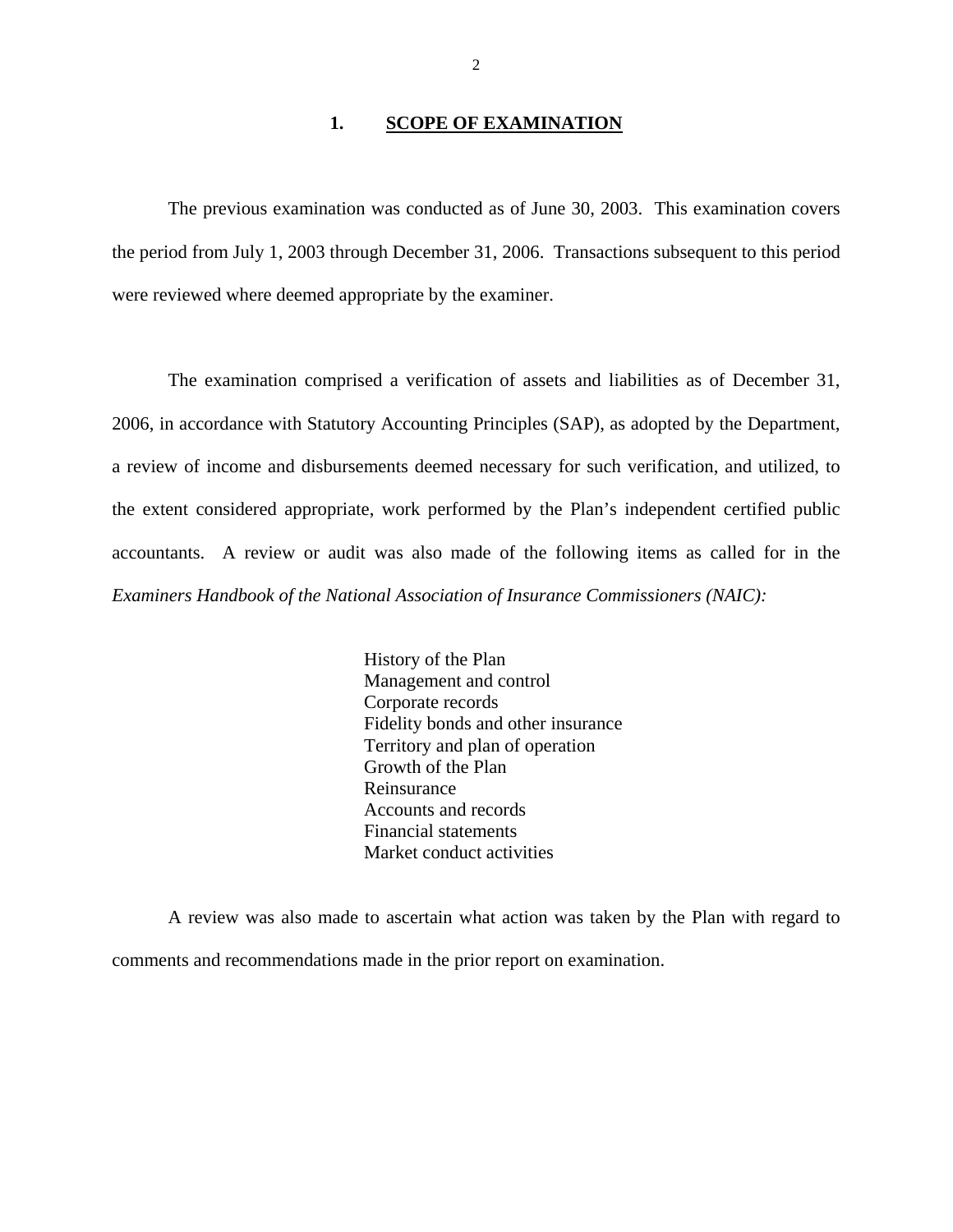## 1. SCOPE OF EXAMINATION

The previous examination was conducted as of June 30, 2003. This examination covers the period from July 1, 2003 through December 31, 2006. Transactions subsequent to this period were reviewed where deemed appropriate by the examiner.

The examination comprised a verification of assets and liabilities as of December 31, 2006, in accordance with Statutory Accounting Principles (SAP), as adopted by the Department, a review of income and disbursements deemed necessary for such verification, and utilized, to the extent considered appropriate, work performed by the Plan's independent certified public accountants. A review or audit was also made of the following items as called for in the *Examiners Handbook of the National Association of Insurance Commissioners (NAIC):*

- History of the Plan
- Management and control
- Corporate records
- Fidelity bonds and other insurance
- Territory and plan of operation
- Growth of the Plan
- Reinsurance
- Accounts and records
- Financial statements
- Market conduct activities

A review was also made to ascertain what action was taken by the Plan with regard to comments and recommendations made in the prior report on examination.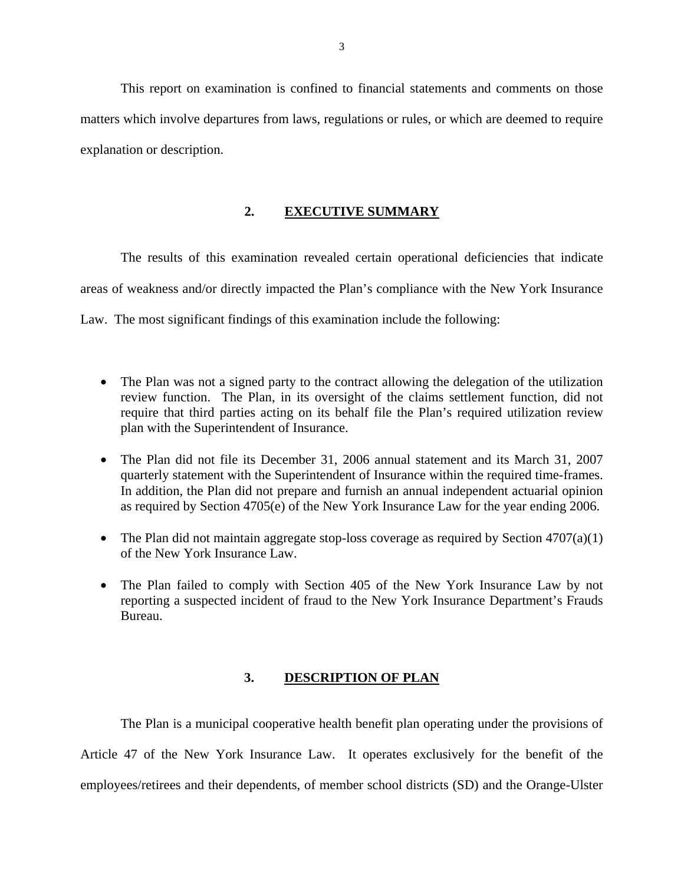This report on examination is confined to financial statements and comments on those matters which involve departures from laws, regulations or rules, or which are deemed to require explanation or description.

## 2. EXECUTIVE SUMMARY

The results of this examination revealed certain operational deficiencies that indicate areas of weakness and/or directly impacted the Plan's compliance with the New York Insurance Law. The most significant findings of this examination include the following:

- The Plan was not a signed party to the contract allowing the delegation of the utilization review function. The Plan, in its oversight of the claims settlement function, did not require that third parties acting on its behalf file the Plan's required utilization review plan with the Superintendent of Insurance.
- The Plan did not file its December 31, 2006 annual statement and its March 31, 2007 quarterly statement with the Superintendent of Insurance within the required time-frames. In addition, the Plan did not prepare and furnish an annual independent actuarial opinion as required by Section 4705(e) of the New York Insurance Law for the year ending 2006.
- The Plan did not maintain aggregate stop-loss coverage as required by Section 4707(a)(1) of the New York Insurance Law.
- The Plan failed to comply with Section 405 of the New York Insurance Law by not reporting a suspected incident of fraud to the New York Insurance Department's Frauds Bureau.

## 3. DESCRIPTION OF PLAN

The Plan is a municipal cooperative health benefit plan operating under the provisions of Article 47 of the New York Insurance Law. It operates exclusively for the benefit of the employees/retirees and their dependents, of member school districts (SD) and the Orange-Ulster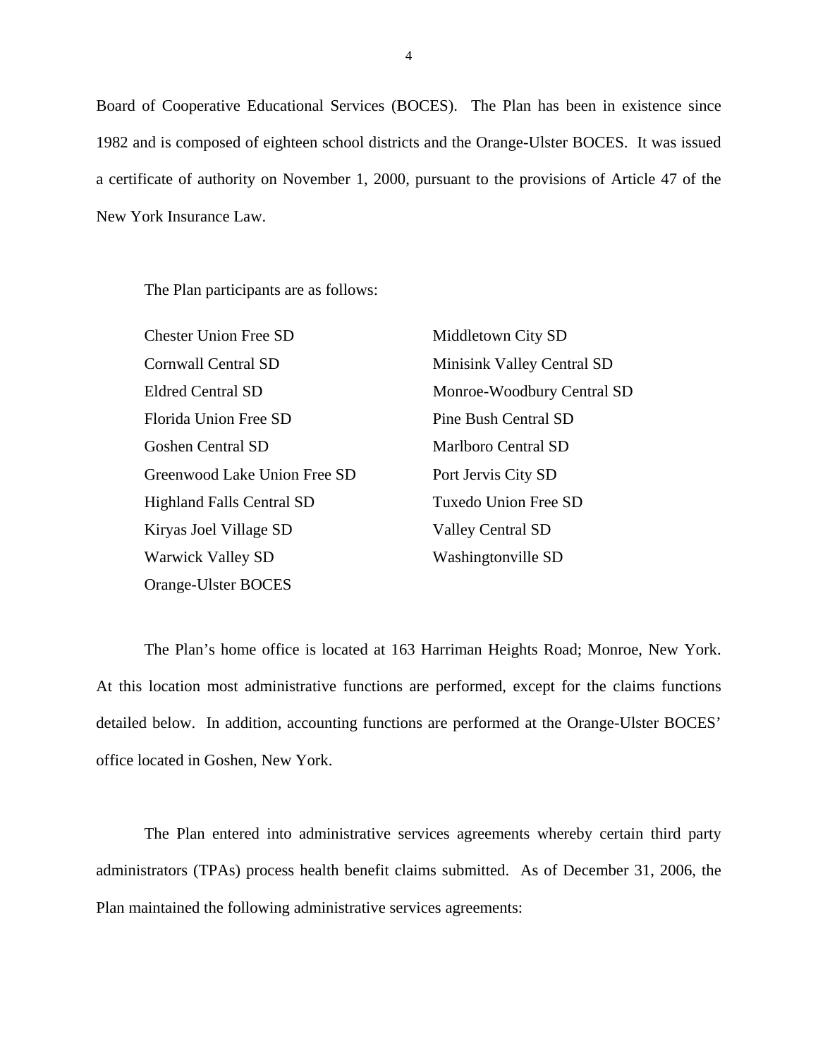Board of Cooperative Educational Services (BOCES). The Plan has been in existence since 1982 and is composed of eighteen school districts and the Orange-Ulster BOCES. It was issued a certificate of authority on November 1, 2000, pursuant to the provisions of Article 47 of the New York Insurance Law.

The Plan participants are as follows:

| | |
|---|---|
| Chester Union Free SD | Middletown City SD |
| Cornwall Central SD | Minisink Valley Central SD |
| Eldred Central SD | Monroe-Woodbury Central SD |
| Florida Union Free SD | Pine Bush Central SD |
| Goshen Central SD | Marlboro Central SD |
| Greenwood Lake Union Free SD | Port Jervis City SD |
| Highland Falls Central SD | Tuxedo Union Free SD |
| Kiryas Joel Village SD | Valley Central SD |
| Warwick Valley SD | Washingtonville SD |
| Orange-Ulster BOCES | |

The Plan's home office is located at 163 Harriman Heights Road; Monroe, New York. At this location most administrative functions are performed, except for the claims functions detailed below. In addition, accounting functions are performed at the Orange-Ulster BOCES' office located in Goshen, New York.

The Plan entered into administrative services agreements whereby certain third party administrators (TPAs) process health benefit claims submitted. As of December 31, 2006, the Plan maintained the following administrative services agreements: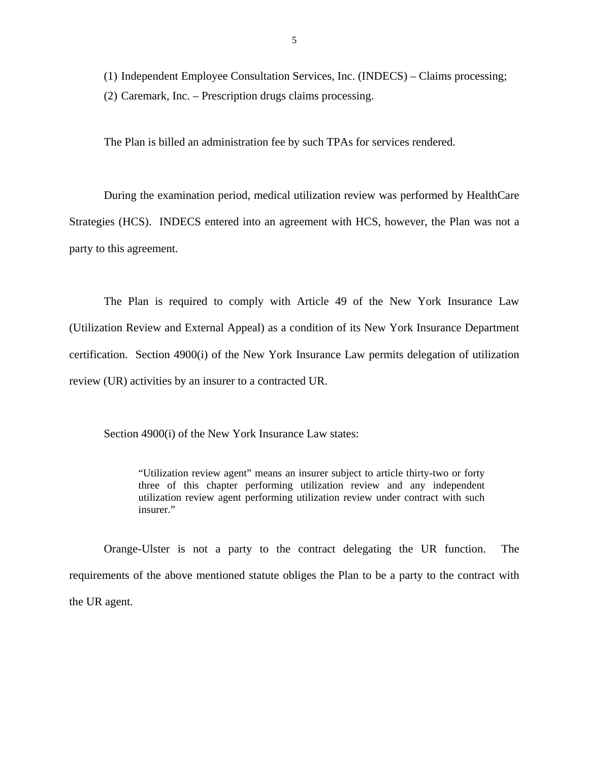(1) Independent Employee Consultation Services, Inc. (INDECS) – Claims processing;

(2) Caremark, Inc. – Prescription drugs claims processing.

The Plan is billed an administration fee by such TPAs for services rendered.

During the examination period, medical utilization review was performed by HealthCare Strategies (HCS). INDECS entered into an agreement with HCS, however, the Plan was not a party to this agreement.

The Plan is required to comply with Article 49 of the New York Insurance Law (Utilization Review and External Appeal) as a condition of its New York Insurance Department certification. Section 4900(i) of the New York Insurance Law permits delegation of utilization review (UR) activities by an insurer to a contracted UR.

Section 4900(i) of the New York Insurance Law states:

> "Utilization review agent" means an insurer subject to article thirty-two or forty three of this chapter performing utilization review and any independent utilization review agent performing utilization review under contract with such insurer."

Orange-Ulster is not a party to the contract delegating the UR function. The requirements of the above mentioned statute obliges the Plan to be a party to the contract with the UR agent.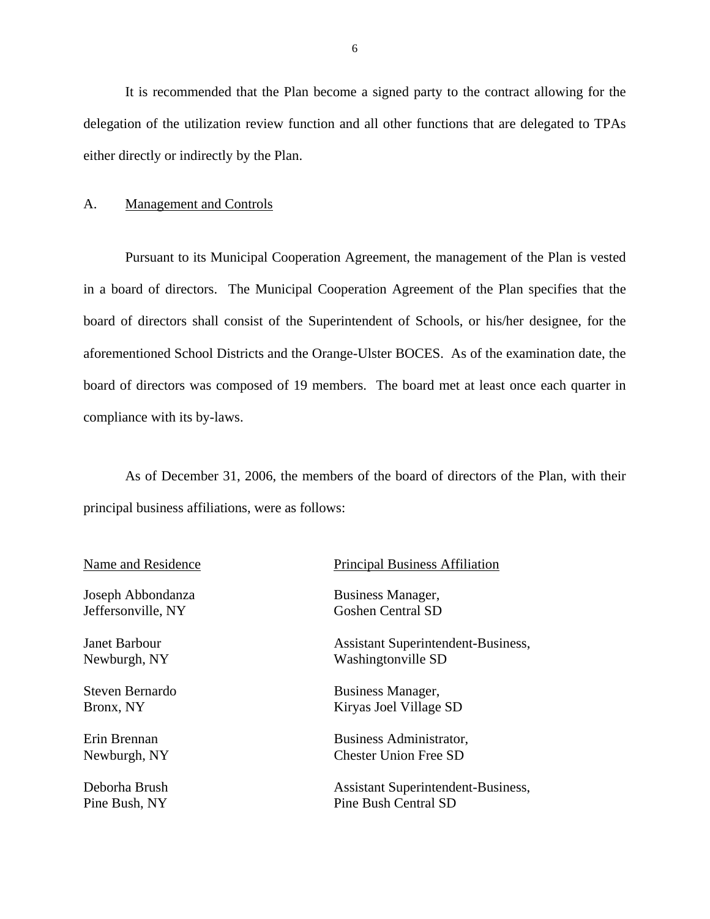It is recommended that the Plan become a signed party to the contract allowing for the delegation of the utilization review function and all other functions that are delegated to TPAs either directly or indirectly by the Plan.

## A. Management and Controls

Pursuant to its Municipal Cooperation Agreement, the management of the Plan is vested in a board of directors. The Municipal Cooperation Agreement of the Plan specifies that the board of directors shall consist of the Superintendent of Schools, or his/her designee, for the aforementioned School Districts and the Orange-Ulster BOCES. As of the examination date, the board of directors was composed of 19 members. The board met at least once each quarter in compliance with its by-laws.

As of December 31, 2006, the members of the board of directors of the Plan, with their principal business affiliations, were as follows:

| Name and Residence | Principal Business Affiliation |
|---|---|
| Joseph Abbondanza<br>Jeffersonville, NY | Business Manager,<br>Goshen Central SD |
| Janet Barbour<br>Newburgh, NY | Assistant Superintendent-Business,<br>Washingtonville SD |
| Steven Bernardo<br>Bronx, NY | Business Manager,<br>Kiryas Joel Village SD |
| Erin Brennan<br>Newburgh, NY | Business Administrator,<br>Chester Union Free SD |
| Deborha Brush<br>Pine Bush, NY | Assistant Superintendent-Business,<br>Pine Bush Central SD |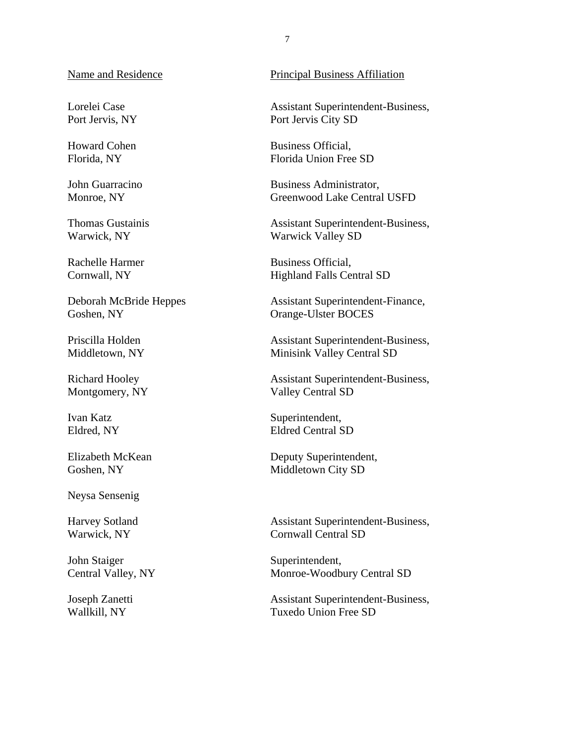| Name and Residence | Principal Business Affiliation |
| --- | --- |
| Lorelei Case<br>Port Jervis, NY | Assistant Superintendent-Business,<br>Port Jervis City SD |
| Howard Cohen<br>Florida, NY | Business Official,<br>Florida Union Free SD |
| John Guarracino<br>Monroe, NY | Business Administrator,<br>Greenwood Lake Central USFD |
| Thomas Gustainis<br>Warwick, NY | Assistant Superintendent-Business,<br>Warwick Valley SD |
| Rachelle Harmer<br>Cornwall, NY | Business Official,<br>Highland Falls Central SD |
| Deborah McBride Heppes<br>Goshen, NY | Assistant Superintendent-Finance,<br>Orange-Ulster BOCES |
| Priscilla Holden<br>Middletown, NY | Assistant Superintendent-Business,<br>Minisink Valley Central SD |
| Richard Hooley<br>Montgomery, NY | Assistant Superintendent-Business,<br>Valley Central SD |
| Ivan Katz<br>Eldred, NY | Superintendent,<br>Eldred Central SD |
| Elizabeth McKean<br>Goshen, NY | Deputy Superintendent,<br>Middletown City SD |
| Neysa Sensenig | |
| Harvey Sotland<br>Warwick, NY | Assistant Superintendent-Business,<br>Cornwall Central SD |
| John Staiger<br>Central Valley, NY | Superintendent,<br>Monroe-Woodbury Central SD |
| Joseph Zanetti<br>Wallkill, NY | Assistant Superintendent-Business,<br>Tuxedo Union Free SD |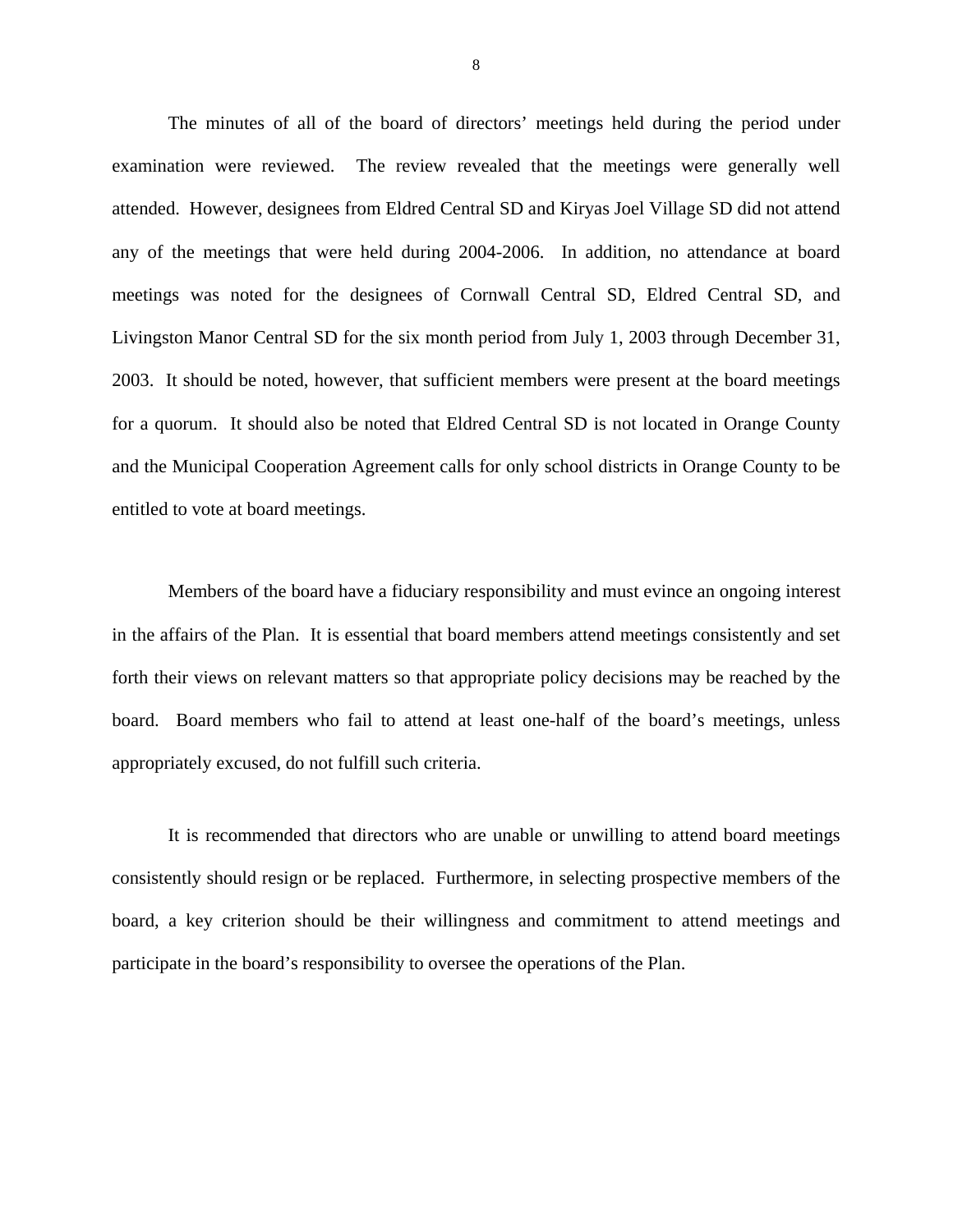The minutes of all of the board of directors' meetings held during the period under examination were reviewed. The review revealed that the meetings were generally well attended. However, designees from Eldred Central SD and Kiryas Joel Village SD did not attend any of the meetings that were held during 2004-2006. In addition, no attendance at board meetings was noted for the designees of Cornwall Central SD, Eldred Central SD, and Livingston Manor Central SD for the six month period from July 1, 2003 through December 31, 2003. It should be noted, however, that sufficient members were present at the board meetings for a quorum. It should also be noted that Eldred Central SD is not located in Orange County and the Municipal Cooperation Agreement calls for only school districts in Orange County to be entitled to vote at board meetings.

Members of the board have a fiduciary responsibility and must evince an ongoing interest in the affairs of the Plan. It is essential that board members attend meetings consistently and set forth their views on relevant matters so that appropriate policy decisions may be reached by the board. Board members who fail to attend at least one-half of the board's meetings, unless appropriately excused, do not fulfill such criteria.

It is recommended that directors who are unable or unwilling to attend board meetings consistently should resign or be replaced. Furthermore, in selecting prospective members of the board, a key criterion should be their willingness and commitment to attend meetings and participate in the board's responsibility to oversee the operations of the Plan.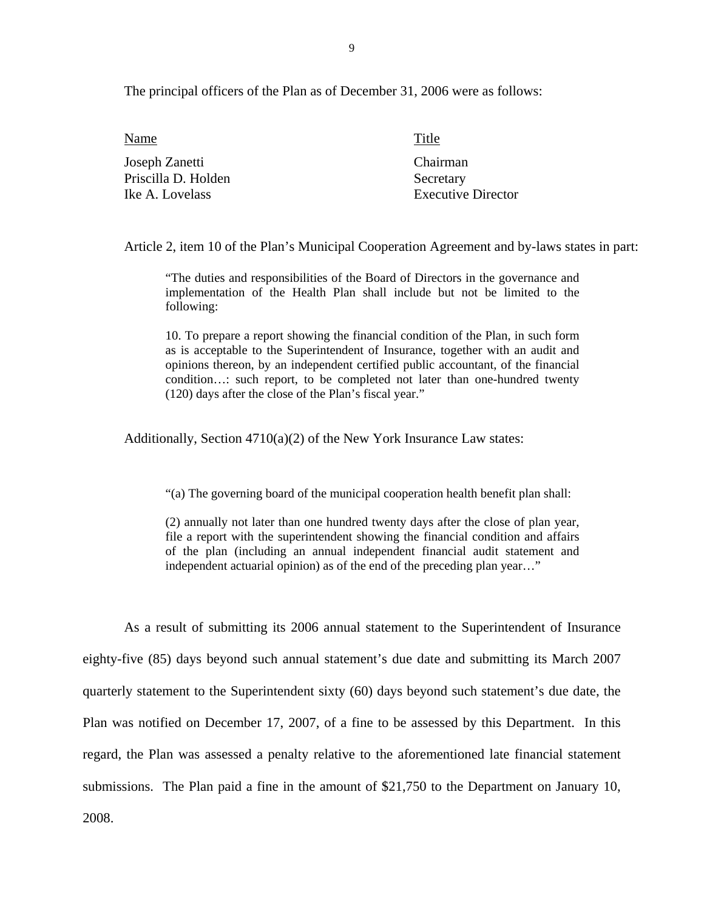The principal officers of the Plan as of December 31, 2006 were as follows:

| Name | Title |
|---|---|
| Joseph Zanetti | Chairman |
| Priscilla D. Holden | Secretary |
| Ike A. Lovelass | Executive Director |

Article 2, item 10 of the Plan's Municipal Cooperation Agreement and by-laws states in part:

> "The duties and responsibilities of the Board of Directors in the governance and implementation of the Health Plan shall include but not be limited to the following:
>
> 10. To prepare a report showing the financial condition of the Plan, in such form as is acceptable to the Superintendent of Insurance, together with an audit and opinions thereon, by an independent certified public accountant, of the financial condition…: such report, to be completed not later than one-hundred twenty (120) days after the close of the Plan's fiscal year."

Additionally, Section 4710(a)(2) of the New York Insurance Law states:

> "(a) The governing board of the municipal cooperation health benefit plan shall:
>
> (2) annually not later than one hundred twenty days after the close of plan year, file a report with the superintendent showing the financial condition and affairs of the plan (including an annual independent financial audit statement and independent actuarial opinion) as of the end of the preceding plan year…"

As a result of submitting its 2006 annual statement to the Superintendent of Insurance eighty-five (85) days beyond such annual statement's due date and submitting its March 2007 quarterly statement to the Superintendent sixty (60) days beyond such statement's due date, the Plan was notified on December 17, 2007, of a fine to be assessed by this Department. In this regard, the Plan was assessed a penalty relative to the aforementioned late financial statement submissions. The Plan paid a fine in the amount of $21,750 to the Department on January 10, 2008.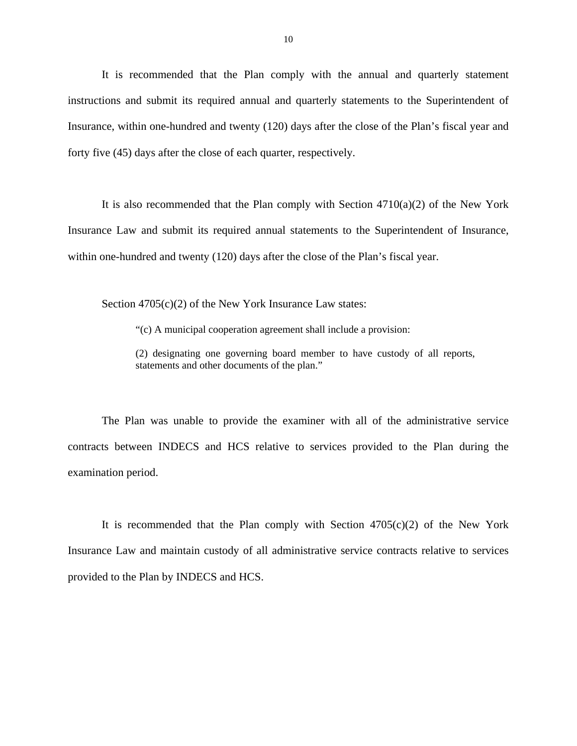It is recommended that the Plan comply with the annual and quarterly statement instructions and submit its required annual and quarterly statements to the Superintendent of Insurance, within one-hundred and twenty (120) days after the close of the Plan's fiscal year and forty five (45) days after the close of each quarter, respectively.

It is also recommended that the Plan comply with Section 4710(a)(2) of the New York Insurance Law and submit its required annual statements to the Superintendent of Insurance, within one-hundred and twenty (120) days after the close of the Plan's fiscal year.

Section 4705(c)(2) of the New York Insurance Law states:

> "(c) A municipal cooperation agreement shall include a provision:
>
> (2) designating one governing board member to have custody of all reports, statements and other documents of the plan."

The Plan was unable to provide the examiner with all of the administrative service contracts between INDECS and HCS relative to services provided to the Plan during the examination period.

It is recommended that the Plan comply with Section 4705(c)(2) of the New York Insurance Law and maintain custody of all administrative service contracts relative to services provided to the Plan by INDECS and HCS.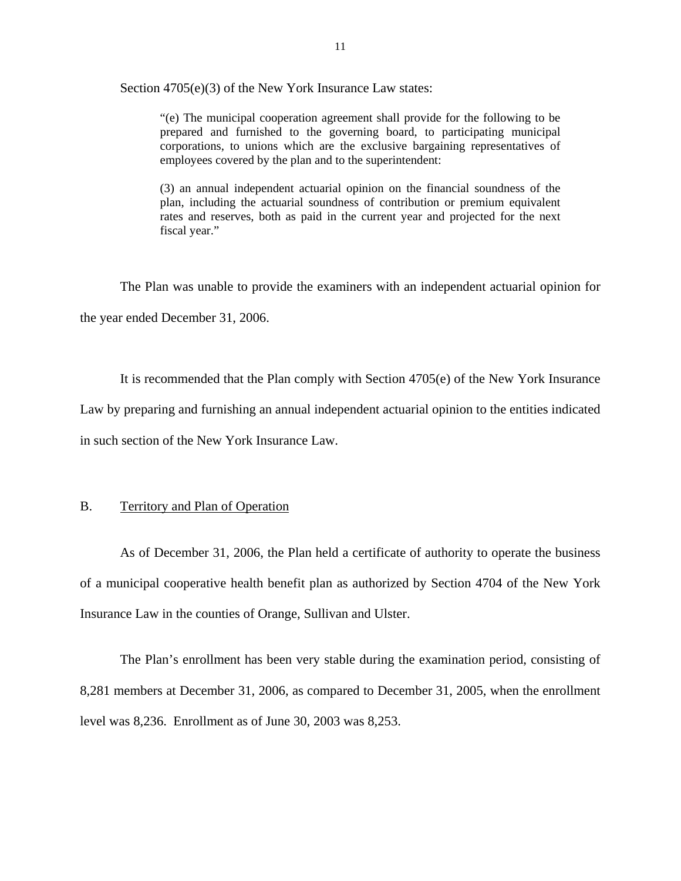Section 4705(e)(3) of the New York Insurance Law states:

> "(e) The municipal cooperation agreement shall provide for the following to be prepared and furnished to the governing board, to participating municipal corporations, to unions which are the exclusive bargaining representatives of employees covered by the plan and to the superintendent:
>
> (3) an annual independent actuarial opinion on the financial soundness of the plan, including the actuarial soundness of contribution or premium equivalent rates and reserves, both as paid in the current year and projected for the next fiscal year."

The Plan was unable to provide the examiners with an independent actuarial opinion for the year ended December 31, 2006.

It is recommended that the Plan comply with Section 4705(e) of the New York Insurance Law by preparing and furnishing an annual independent actuarial opinion to the entities indicated in such section of the New York Insurance Law.

## B. Territory and Plan of Operation

As of December 31, 2006, the Plan held a certificate of authority to operate the business of a municipal cooperative health benefit plan as authorized by Section 4704 of the New York Insurance Law in the counties of Orange, Sullivan and Ulster.

The Plan's enrollment has been very stable during the examination period, consisting of 8,281 members at December 31, 2006, as compared to December 31, 2005, when the enrollment level was 8,236. Enrollment as of June 30, 2003 was 8,253.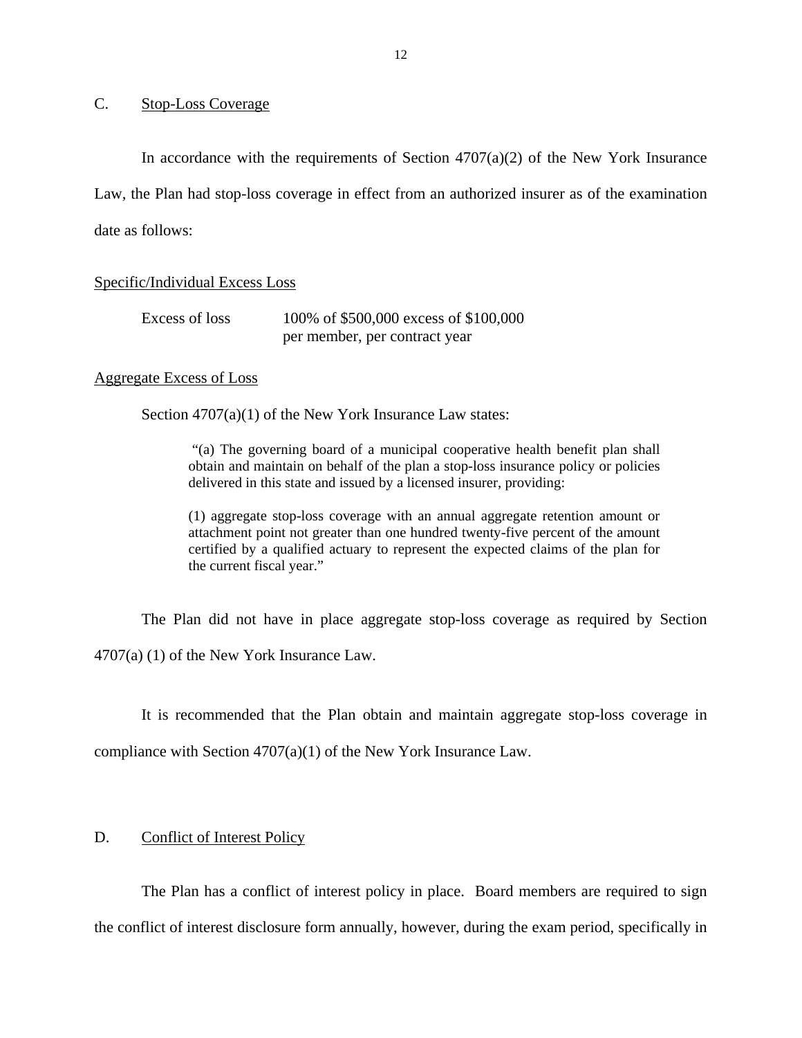## C. Stop-Loss Coverage

In accordance with the requirements of Section 4707(a)(2) of the New York Insurance Law, the Plan had stop-loss coverage in effect from an authorized insurer as of the examination date as follows:

Specific/Individual Excess Loss

| | |
|---|---|
| Excess of loss | 100% of $500,000 excess of $100,000 per member, per contract year |

Aggregate Excess of Loss

Section 4707(a)(1) of the New York Insurance Law states:

> "(a) The governing board of a municipal cooperative health benefit plan shall obtain and maintain on behalf of the plan a stop-loss insurance policy or policies delivered in this state and issued by a licensed insurer, providing:
>
> (1) aggregate stop-loss coverage with an annual aggregate retention amount or attachment point not greater than one hundred twenty-five percent of the amount certified by a qualified actuary to represent the expected claims of the plan for the current fiscal year."

The Plan did not have in place aggregate stop-loss coverage as required by Section 4707(a) (1) of the New York Insurance Law.

It is recommended that the Plan obtain and maintain aggregate stop-loss coverage in compliance with Section 4707(a)(1) of the New York Insurance Law.

## D. Conflict of Interest Policy

The Plan has a conflict of interest policy in place. Board members are required to sign the conflict of interest disclosure form annually, however, during the exam period, specifically in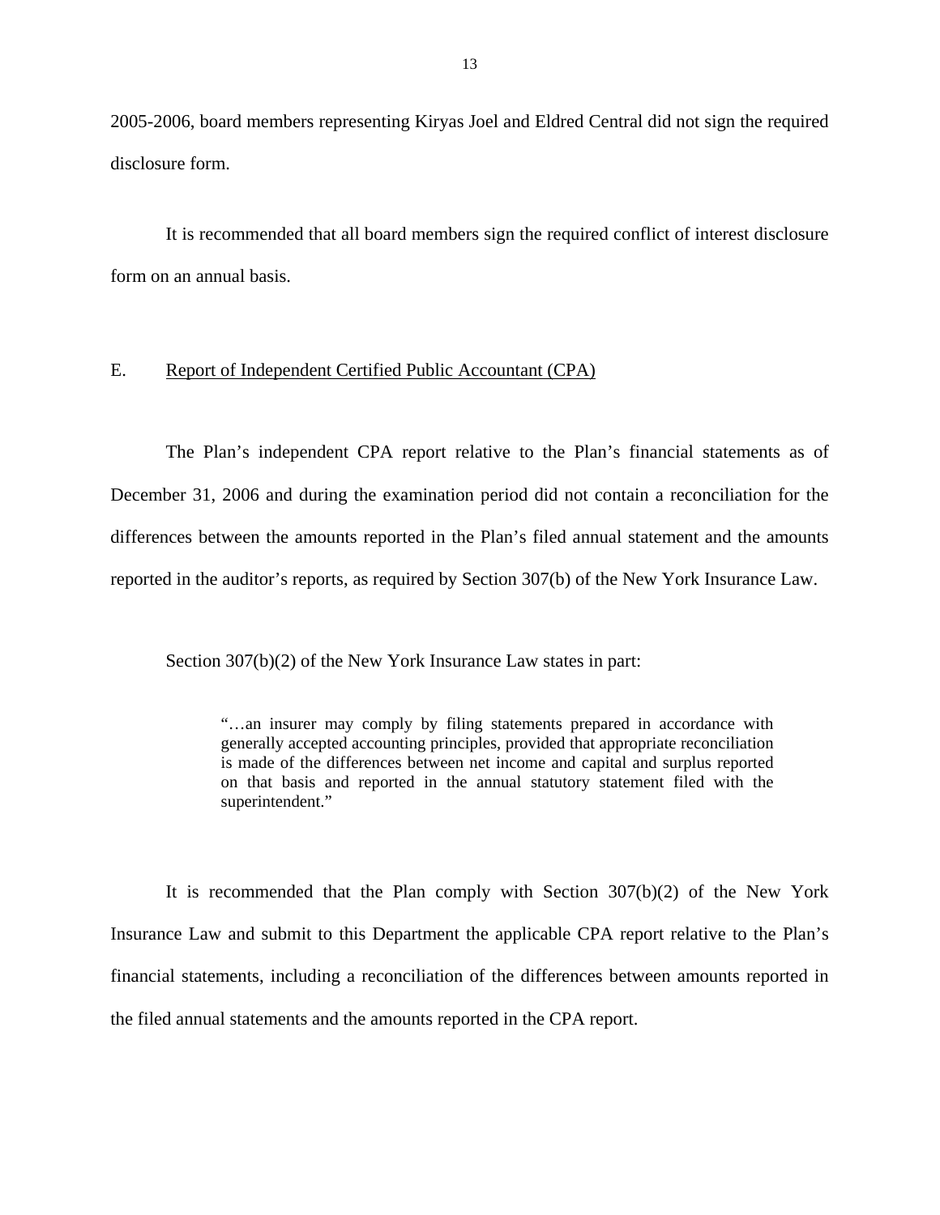2005-2006, board members representing Kiryas Joel and Eldred Central did not sign the required disclosure form.

It is recommended that all board members sign the required conflict of interest disclosure form on an annual basis.

## E. Report of Independent Certified Public Accountant (CPA)

The Plan's independent CPA report relative to the Plan's financial statements as of December 31, 2006 and during the examination period did not contain a reconciliation for the differences between the amounts reported in the Plan's filed annual statement and the amounts reported in the auditor's reports, as required by Section 307(b) of the New York Insurance Law.

Section 307(b)(2) of the New York Insurance Law states in part:

> "…an insurer may comply by filing statements prepared in accordance with generally accepted accounting principles, provided that appropriate reconciliation is made of the differences between net income and capital and surplus reported on that basis and reported in the annual statutory statement filed with the superintendent."

It is recommended that the Plan comply with Section 307(b)(2) of the New York Insurance Law and submit to this Department the applicable CPA report relative to the Plan's financial statements, including a reconciliation of the differences between amounts reported in the filed annual statements and the amounts reported in the CPA report.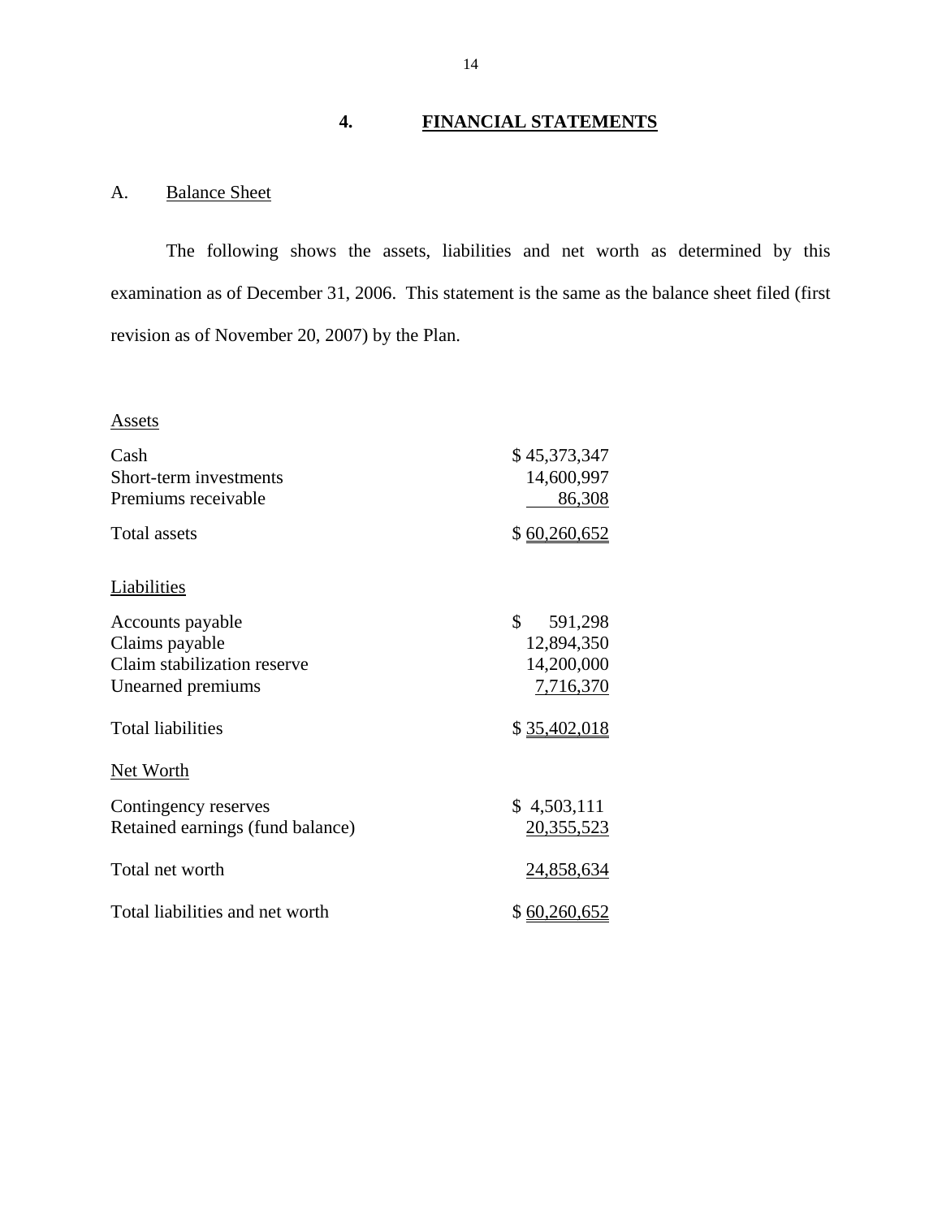## 4. FINANCIAL STATEMENTS

### A. Balance Sheet

The following shows the assets, liabilities and net worth as determined by this examination as of December 31, 2006. This statement is the same as the balance sheet filed (first revision as of November 20, 2007) by the Plan.

| | |
|---|---|
| **Assets** | |
| Cash | $ 45,373,347 |
| Short-term investments | 14,600,997 |
| Premiums receivable | 86,308 |
| Total assets | $ 60,260,652 |
| **Liabilities** | |
| Accounts payable | $ 591,298 |
| Claims payable | 12,894,350 |
| Claim stabilization reserve | 14,200,000 |
| Unearned premiums | 7,716,370 |
| Total liabilities | $ 35,402,018 |
| **Net Worth** | |
| Contingency reserves | $ 4,503,111 |
| Retained earnings (fund balance) | 20,355,523 |
| Total net worth | 24,858,634 |
| Total liabilities and net worth | $ 60,260,652 |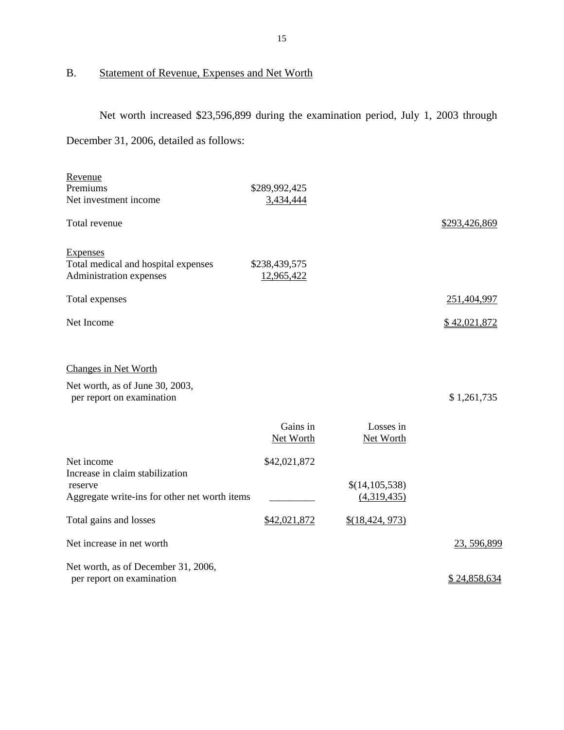## B. Statement of Revenue, Expenses and Net Worth

Net worth increased $23,596,899 during the examination period, July 1, 2003 through December 31, 2006, detailed as follows:

| | | | |
|---|---|---|---|
| Revenue | | | |
| Premiums | $289,992,425 | | |
| Net investment income | 3,434,444 | | |
| Total revenue | | | $293,426,869 |
| Expenses | | | |
| Total medical and hospital expenses | $238,439,575 | | |
| Administration expenses | 12,965,422 | | |
| Total expenses | | | 251,404,997 |
| Net Income | | | $ 42,021,872 |

| | | | |
|---|---|---|---|
| Changes in Net Worth | | | |
| Net worth, as of June 30, 2003, per report on examination | | | $ 1,261,735 |
| | Gains in Net Worth | Losses in Net Worth | |
| Net income | $42,021,872 | | |
| Increase in claim stabilization reserve | | $(14,105,538) | |
| Aggregate write-ins for other net worth items | _________ | (4,319,435) | |
| Total gains and losses | $42,021,872 | $(18,424, 973) | |
| Net increase in net worth | | | 23, 596,899 |
| Net worth, as of December 31, 2006, per report on examination | | | $ 24,858,634 |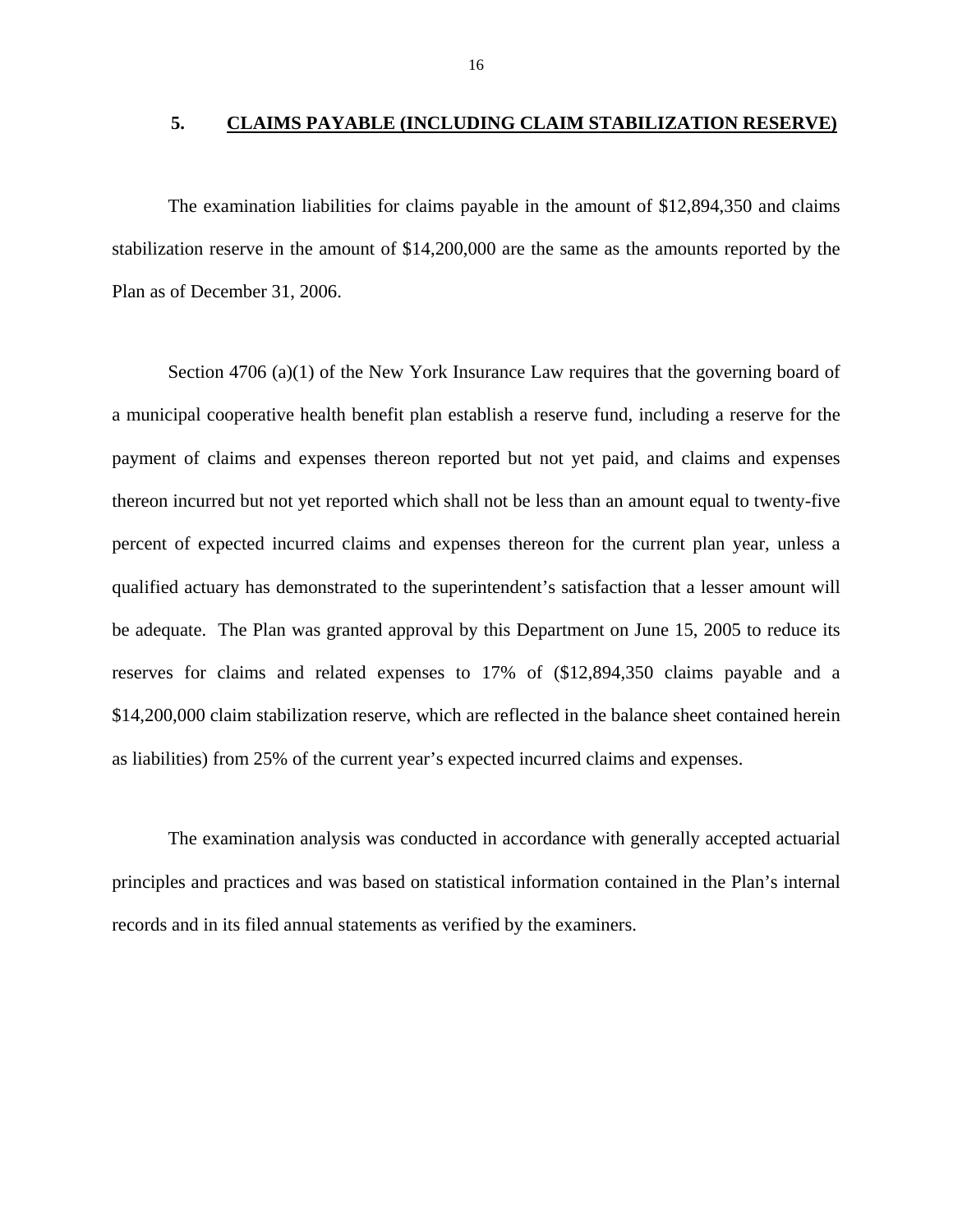## 5. CLAIMS PAYABLE (INCLUDING CLAIM STABILIZATION RESERVE)

The examination liabilities for claims payable in the amount of $12,894,350 and claims stabilization reserve in the amount of $14,200,000 are the same as the amounts reported by the Plan as of December 31, 2006.

Section 4706 (a)(1) of the New York Insurance Law requires that the governing board of a municipal cooperative health benefit plan establish a reserve fund, including a reserve for the payment of claims and expenses thereon reported but not yet paid, and claims and expenses thereon incurred but not yet reported which shall not be less than an amount equal to twenty-five percent of expected incurred claims and expenses thereon for the current plan year, unless a qualified actuary has demonstrated to the superintendent's satisfaction that a lesser amount will be adequate. The Plan was granted approval by this Department on June 15, 2005 to reduce its reserves for claims and related expenses to 17% of ($12,894,350 claims payable and a $14,200,000 claim stabilization reserve, which are reflected in the balance sheet contained herein as liabilities) from 25% of the current year's expected incurred claims and expenses.

The examination analysis was conducted in accordance with generally accepted actuarial principles and practices and was based on statistical information contained in the Plan's internal records and in its filed annual statements as verified by the examiners.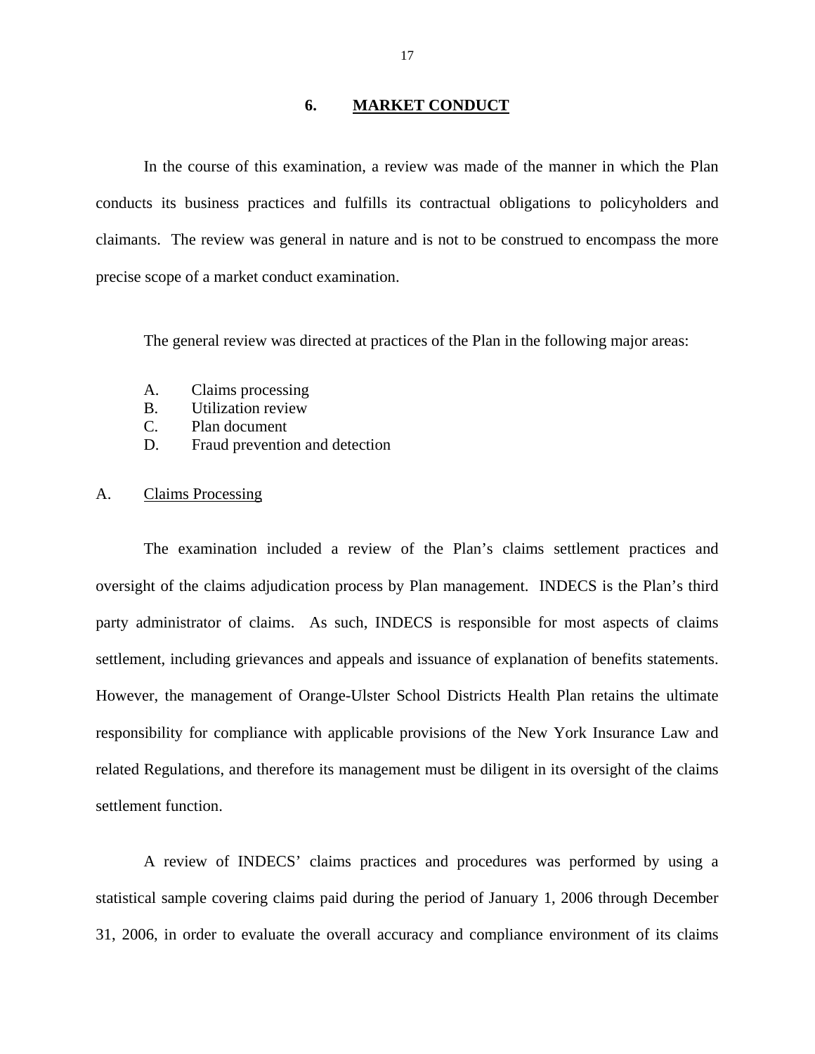## 6. MARKET CONDUCT

In the course of this examination, a review was made of the manner in which the Plan conducts its business practices and fulfills its contractual obligations to policyholders and claimants. The review was general in nature and is not to be construed to encompass the more precise scope of a market conduct examination.

The general review was directed at practices of the Plan in the following major areas:

A. Claims processing
B. Utilization review
C. Plan document
D. Fraud prevention and detection

### A. Claims Processing

The examination included a review of the Plan's claims settlement practices and oversight of the claims adjudication process by Plan management. INDECS is the Plan's third party administrator of claims. As such, INDECS is responsible for most aspects of claims settlement, including grievances and appeals and issuance of explanation of benefits statements. However, the management of Orange-Ulster School Districts Health Plan retains the ultimate responsibility for compliance with applicable provisions of the New York Insurance Law and related Regulations, and therefore its management must be diligent in its oversight of the claims settlement function.

A review of INDECS' claims practices and procedures was performed by using a statistical sample covering claims paid during the period of January 1, 2006 through December 31, 2006, in order to evaluate the overall accuracy and compliance environment of its claims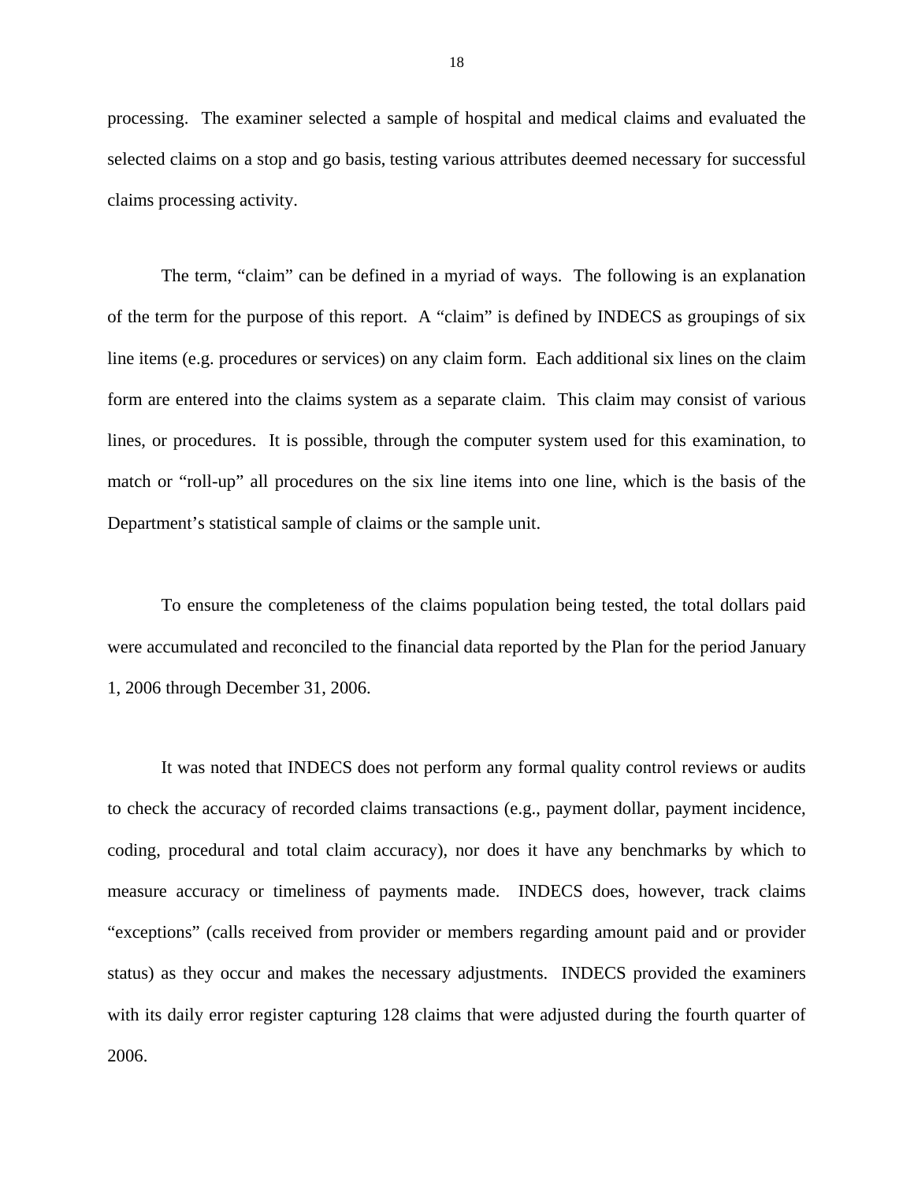processing. The examiner selected a sample of hospital and medical claims and evaluated the selected claims on a stop and go basis, testing various attributes deemed necessary for successful claims processing activity.

The term, "claim" can be defined in a myriad of ways. The following is an explanation of the term for the purpose of this report. A "claim" is defined by INDECS as groupings of six line items (e.g. procedures or services) on any claim form. Each additional six lines on the claim form are entered into the claims system as a separate claim. This claim may consist of various lines, or procedures. It is possible, through the computer system used for this examination, to match or "roll-up" all procedures on the six line items into one line, which is the basis of the Department's statistical sample of claims or the sample unit.

To ensure the completeness of the claims population being tested, the total dollars paid were accumulated and reconciled to the financial data reported by the Plan for the period January 1, 2006 through December 31, 2006.

It was noted that INDECS does not perform any formal quality control reviews or audits to check the accuracy of recorded claims transactions (e.g., payment dollar, payment incidence, coding, procedural and total claim accuracy), nor does it have any benchmarks by which to measure accuracy or timeliness of payments made. INDECS does, however, track claims "exceptions" (calls received from provider or members regarding amount paid and or provider status) as they occur and makes the necessary adjustments. INDECS provided the examiners with its daily error register capturing 128 claims that were adjusted during the fourth quarter of 2006.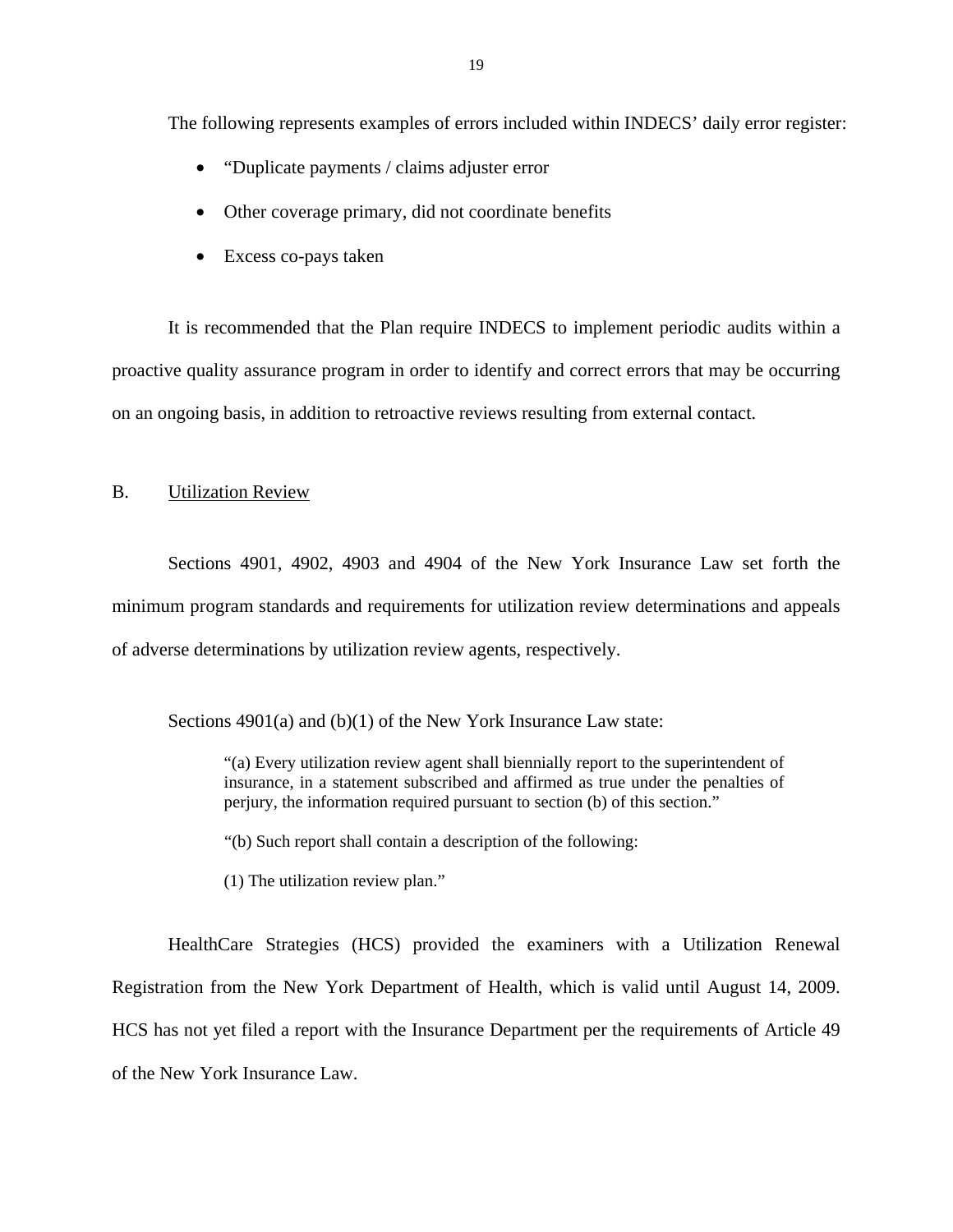The following represents examples of errors included within INDECS' daily error register:

- "Duplicate payments / claims adjuster error
- Other coverage primary, did not coordinate benefits
- Excess co-pays taken

It is recommended that the Plan require INDECS to implement periodic audits within a proactive quality assurance program in order to identify and correct errors that may be occurring on an ongoing basis, in addition to retroactive reviews resulting from external contact.

## B. Utilization Review

Sections 4901, 4902, 4903 and 4904 of the New York Insurance Law set forth the minimum program standards and requirements for utilization review determinations and appeals of adverse determinations by utilization review agents, respectively.

Sections 4901(a) and (b)(1) of the New York Insurance Law state:

> "(a) Every utilization review agent shall biennially report to the superintendent of insurance, in a statement subscribed and affirmed as true under the penalties of perjury, the information required pursuant to section (b) of this section."
>
> "(b) Such report shall contain a description of the following:
>
> (1) The utilization review plan."

HealthCare Strategies (HCS) provided the examiners with a Utilization Renewal Registration from the New York Department of Health, which is valid until August 14, 2009. HCS has not yet filed a report with the Insurance Department per the requirements of Article 49 of the New York Insurance Law.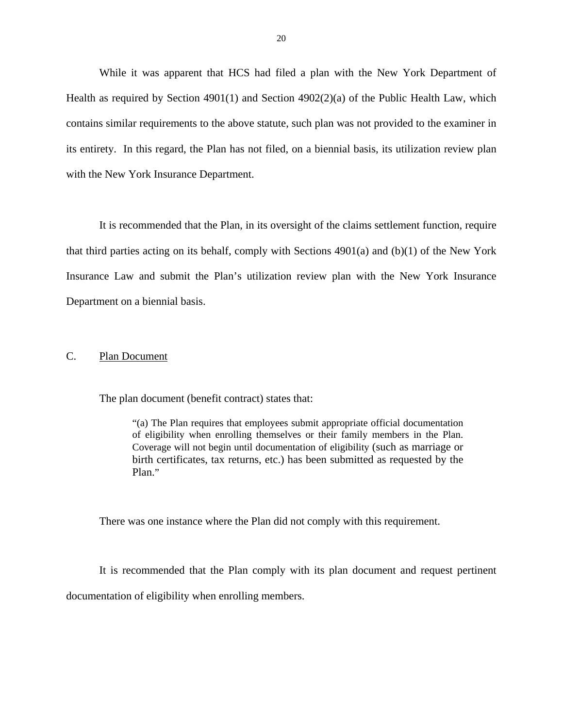While it was apparent that HCS had filed a plan with the New York Department of Health as required by Section 4901(1) and Section 4902(2)(a) of the Public Health Law, which contains similar requirements to the above statute, such plan was not provided to the examiner in its entirety. In this regard, the Plan has not filed, on a biennial basis, its utilization review plan with the New York Insurance Department.

It is recommended that the Plan, in its oversight of the claims settlement function, require that third parties acting on its behalf, comply with Sections 4901(a) and (b)(1) of the New York Insurance Law and submit the Plan's utilization review plan with the New York Insurance Department on a biennial basis.

## C. <u>Plan Document</u>

The plan document (benefit contract) states that:

> "(a) The Plan requires that employees submit appropriate official documentation of eligibility when enrolling themselves or their family members in the Plan. Coverage will not begin until documentation of eligibility (such as marriage or birth certificates, tax returns, etc.) has been submitted as requested by the Plan."

There was one instance where the Plan did not comply with this requirement.

It is recommended that the Plan comply with its plan document and request pertinent documentation of eligibility when enrolling members.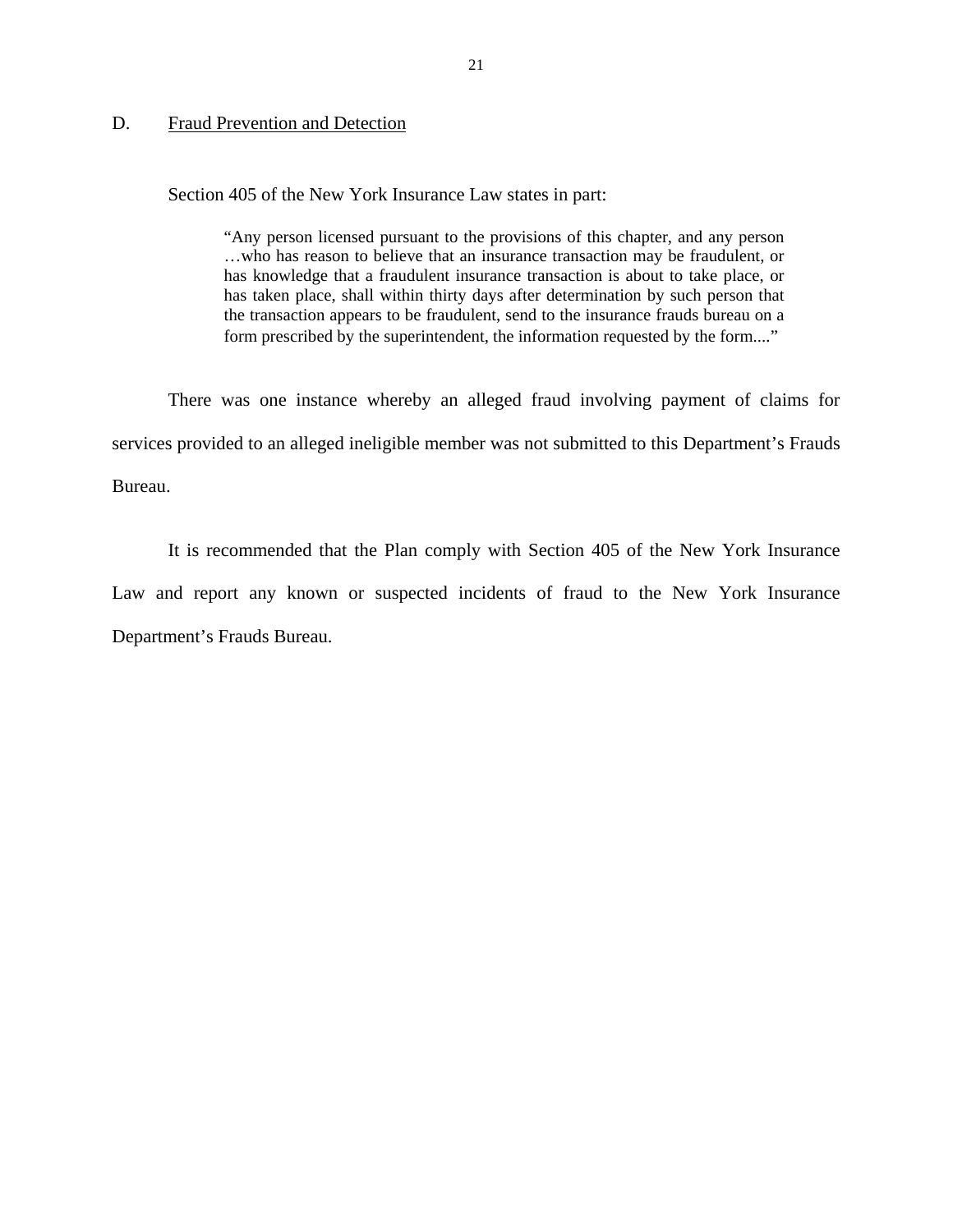## D. Fraud Prevention and Detection

Section 405 of the New York Insurance Law states in part:

> "Any person licensed pursuant to the provisions of this chapter, and any person …who has reason to believe that an insurance transaction may be fraudulent, or has knowledge that a fraudulent insurance transaction is about to take place, or has taken place, shall within thirty days after determination by such person that the transaction appears to be fraudulent, send to the insurance frauds bureau on a form prescribed by the superintendent, the information requested by the form...."

There was one instance whereby an alleged fraud involving payment of claims for services provided to an alleged ineligible member was not submitted to this Department's Frauds Bureau.

It is recommended that the Plan comply with Section 405 of the New York Insurance Law and report any known or suspected incidents of fraud to the New York Insurance Department's Frauds Bureau.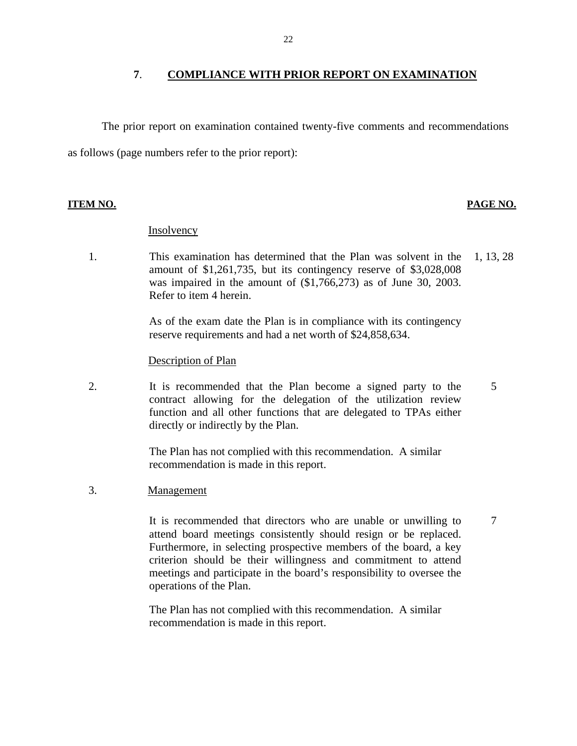## 7. COMPLIANCE WITH PRIOR REPORT ON EXAMINATION

The prior report on examination contained twenty-five comments and recommendations as follows (page numbers refer to the prior report):

| ITEM NO. | | PAGE NO. |
|---|---|---|
| | Insolvency | |
| 1. | This examination has determined that the Plan was solvent in the amount of $1,261,735, but its contingency reserve of $3,028,008 was impaired in the amount of ($1,766,273) as of June 30, 2003. Refer to item 4 herein.<br><br>As of the exam date the Plan is in compliance with its contingency reserve requirements and had a net worth of $24,858,634. | 1, 13, 28 |
| | Description of Plan | |
| 2. | It is recommended that the Plan become a signed party to the contract allowing for the delegation of the utilization review function and all other functions that are delegated to TPAs either directly or indirectly by the Plan.<br><br>The Plan has not complied with this recommendation. A similar recommendation is made in this report. | 5 |
| 3. | Management | |
| | It is recommended that directors who are unable or unwilling to attend board meetings consistently should resign or be replaced. Furthermore, in selecting prospective members of the board, a key criterion should be their willingness and commitment to attend meetings and participate in the board's responsibility to oversee the operations of the Plan.<br><br>The Plan has not complied with this recommendation. A similar recommendation is made in this report. | 7 |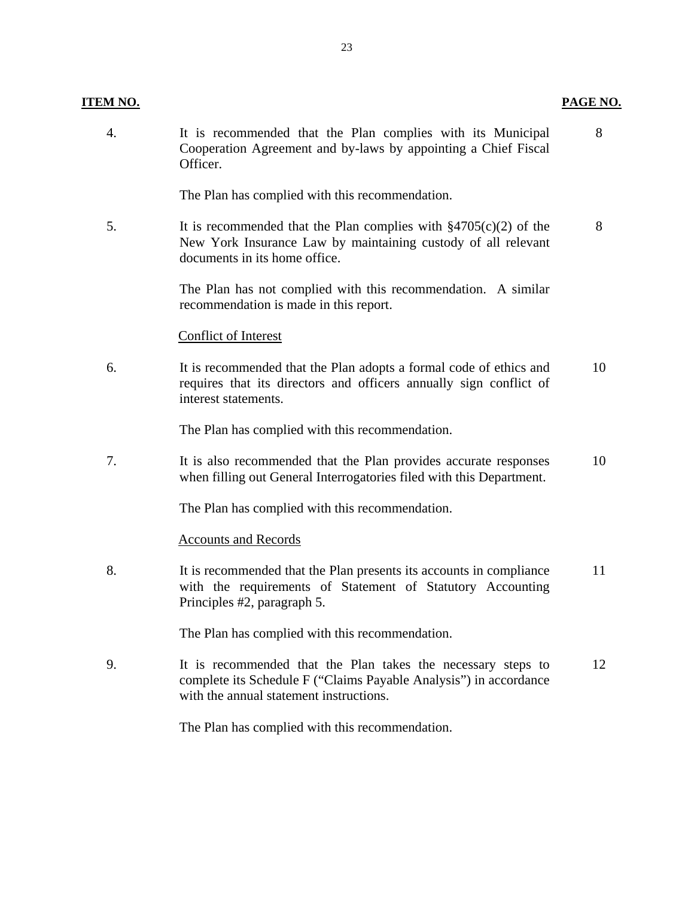| **ITEM NO.** | | **PAGE NO.** |
|---|---|---|
| 4. | It is recommended that the Plan complies with its Municipal Cooperation Agreement and by-laws by appointing a Chief Fiscal Officer.<br><br>The Plan has complied with this recommendation. | 8 |
| 5. | It is recommended that the Plan complies with §4705(c)(2) of the New York Insurance Law by maintaining custody of all relevant documents in its home office.<br><br>The Plan has not complied with this recommendation. A similar recommendation is made in this report. | 8 |
| | <u>Conflict of Interest</u> | |
| 6. | It is recommended that the Plan adopts a formal code of ethics and requires that its directors and officers annually sign conflict of interest statements.<br><br>The Plan has complied with this recommendation. | 10 |
| 7. | It is also recommended that the Plan provides accurate responses when filling out General Interrogatories filed with this Department.<br><br>The Plan has complied with this recommendation. | 10 |
| | <u>Accounts and Records</u> | |
| 8. | It is recommended that the Plan presents its accounts in compliance with the requirements of Statement of Statutory Accounting Principles #2, paragraph 5.<br><br>The Plan has complied with this recommendation. | 11 |
| 9. | It is recommended that the Plan takes the necessary steps to complete its Schedule F ("Claims Payable Analysis") in accordance with the annual statement instructions.<br><br>The Plan has complied with this recommendation. | 12 |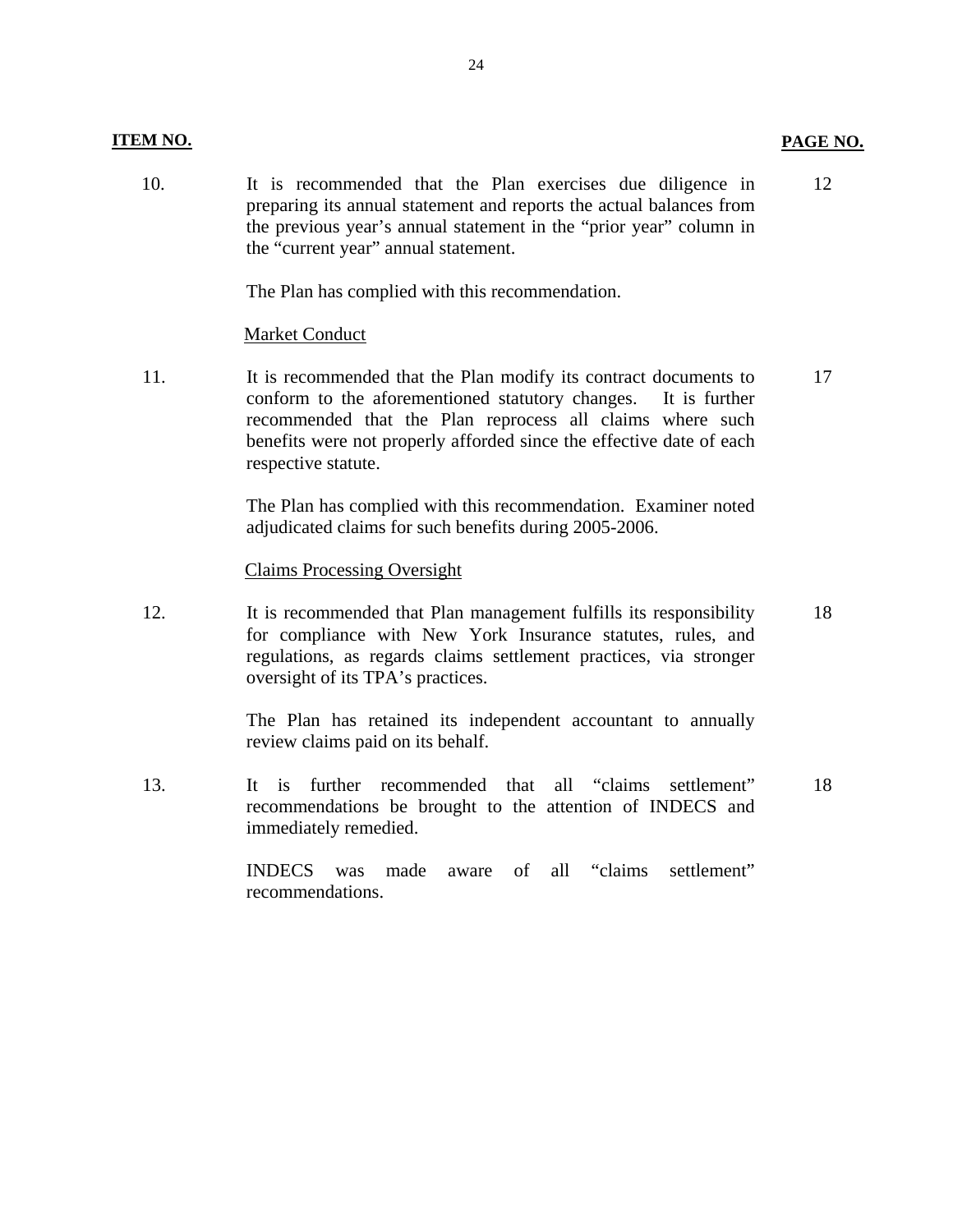| ITEM NO. | | PAGE NO. |
|---|---|---|
| 10. | It is recommended that the Plan exercises due diligence in preparing its annual statement and reports the actual balances from the previous year's annual statement in the "prior year" column in the "current year" annual statement.<br><br>The Plan has complied with this recommendation. | 12 |
| | <u>Market Conduct</u> | |
| 11. | It is recommended that the Plan modify its contract documents to conform to the aforementioned statutory changes. It is further recommended that the Plan reprocess all claims where such benefits were not properly afforded since the effective date of each respective statute.<br><br>The Plan has complied with this recommendation. Examiner noted adjudicated claims for such benefits during 2005-2006. | 17 |
| | <u>Claims Processing Oversight</u> | |
| 12. | It is recommended that Plan management fulfills its responsibility for compliance with New York Insurance statutes, rules, and regulations, as regards claims settlement practices, via stronger oversight of its TPA's practices.<br><br>The Plan has retained its independent accountant to annually review claims paid on its behalf. | 18 |
| 13. | It is further recommended that all "claims settlement" recommendations be brought to the attention of INDECS and immediately remedied.<br><br>INDECS was made aware of all "claims settlement" recommendations. | 18 |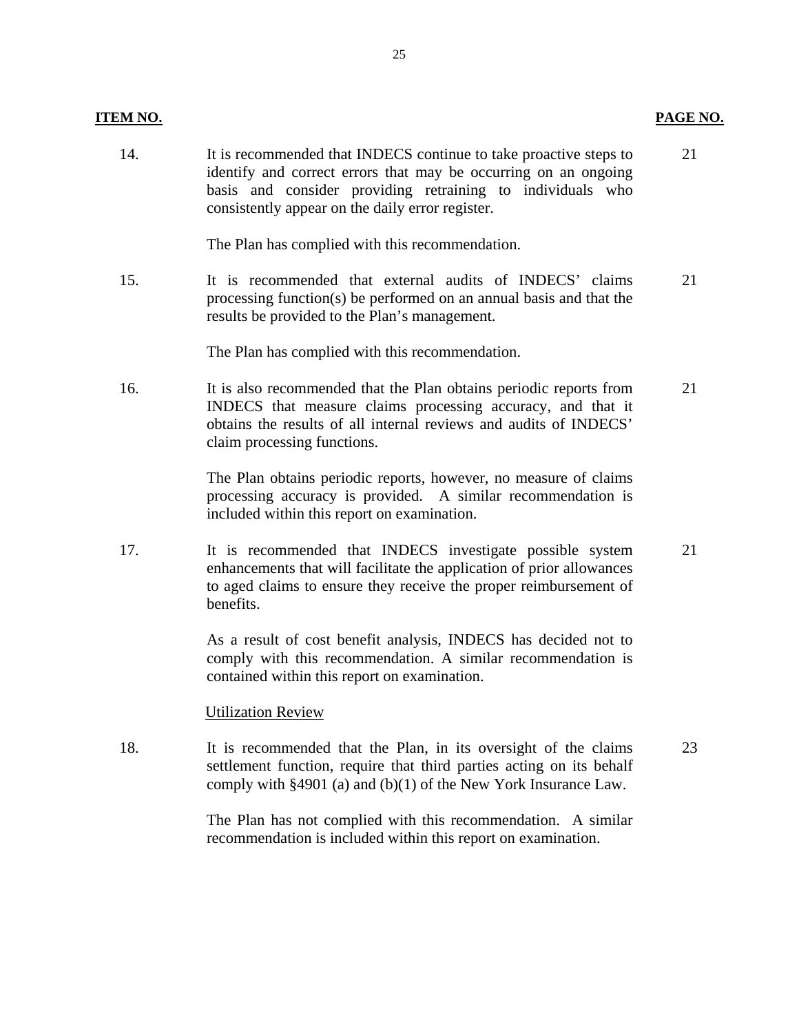| ITEM NO. | | PAGE NO. |
|---|---|---|
| 14. | It is recommended that INDECS continue to take proactive steps to identify and correct errors that may be occurring on an ongoing basis and consider providing retraining to individuals who consistently appear on the daily error register.<br><br>The Plan has complied with this recommendation. | 21 |
| 15. | It is recommended that external audits of INDECS' claims processing function(s) be performed on an annual basis and that the results be provided to the Plan's management.<br><br>The Plan has complied with this recommendation. | 21 |
| 16. | It is also recommended that the Plan obtains periodic reports from INDECS that measure claims processing accuracy, and that it obtains the results of all internal reviews and audits of INDECS' claim processing functions.<br><br>The Plan obtains periodic reports, however, no measure of claims processing accuracy is provided. A similar recommendation is included within this report on examination. | 21 |
| 17. | It is recommended that INDECS investigate possible system enhancements that will facilitate the application of prior allowances to aged claims to ensure they receive the proper reimbursement of benefits.<br><br>As a result of cost benefit analysis, INDECS has decided not to comply with this recommendation. A similar recommendation is contained within this report on examination. | 21 |
| | Utilization Review | |
| 18. | It is recommended that the Plan, in its oversight of the claims settlement function, require that third parties acting on its behalf comply with §4901 (a) and (b)(1) of the New York Insurance Law.<br><br>The Plan has not complied with this recommendation. A similar recommendation is included within this report on examination. | 23 |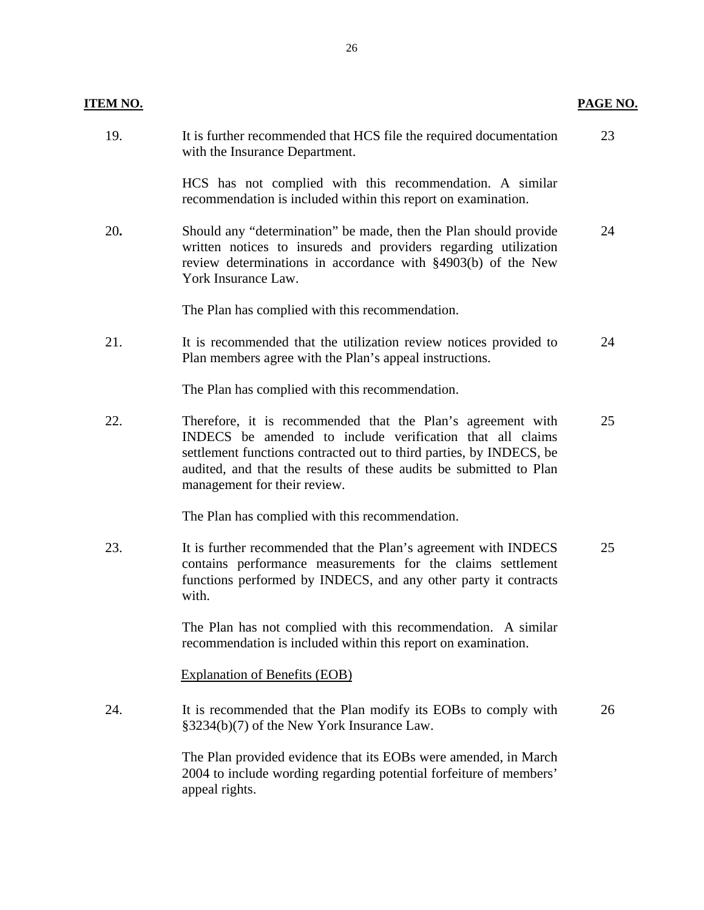| ITEM NO. | | PAGE NO. |
|---|---|---|
| 19. | It is further recommended that HCS file the required documentation with the Insurance Department.<br><br>HCS has not complied with this recommendation. A similar recommendation is included within this report on examination. | 23 |
| 20**.** | Should any "determination" be made, then the Plan should provide written notices to insureds and providers regarding utilization review determinations in accordance with §4903(b) of the New York Insurance Law.<br><br>The Plan has complied with this recommendation. | 24 |
| 21. | It is recommended that the utilization review notices provided to Plan members agree with the Plan's appeal instructions.<br><br>The Plan has complied with this recommendation. | 24 |
| 22. | Therefore, it is recommended that the Plan's agreement with INDECS be amended to include verification that all claims settlement functions contracted out to third parties, by INDECS, be audited, and that the results of these audits be submitted to Plan management for their review.<br><br>The Plan has complied with this recommendation. | 25 |
| 23. | It is further recommended that the Plan's agreement with INDECS contains performance measurements for the claims settlement functions performed by INDECS, and any other party it contracts with.<br><br>The Plan has not complied with this recommendation. A similar recommendation is included within this report on examination. | 25 |
| | <u>Explanation of Benefits (EOB)</u> | |
| 24. | It is recommended that the Plan modify its EOBs to comply with §3234(b)(7) of the New York Insurance Law.<br><br>The Plan provided evidence that its EOBs were amended, in March 2004 to include wording regarding potential forfeiture of members' appeal rights. | 26 |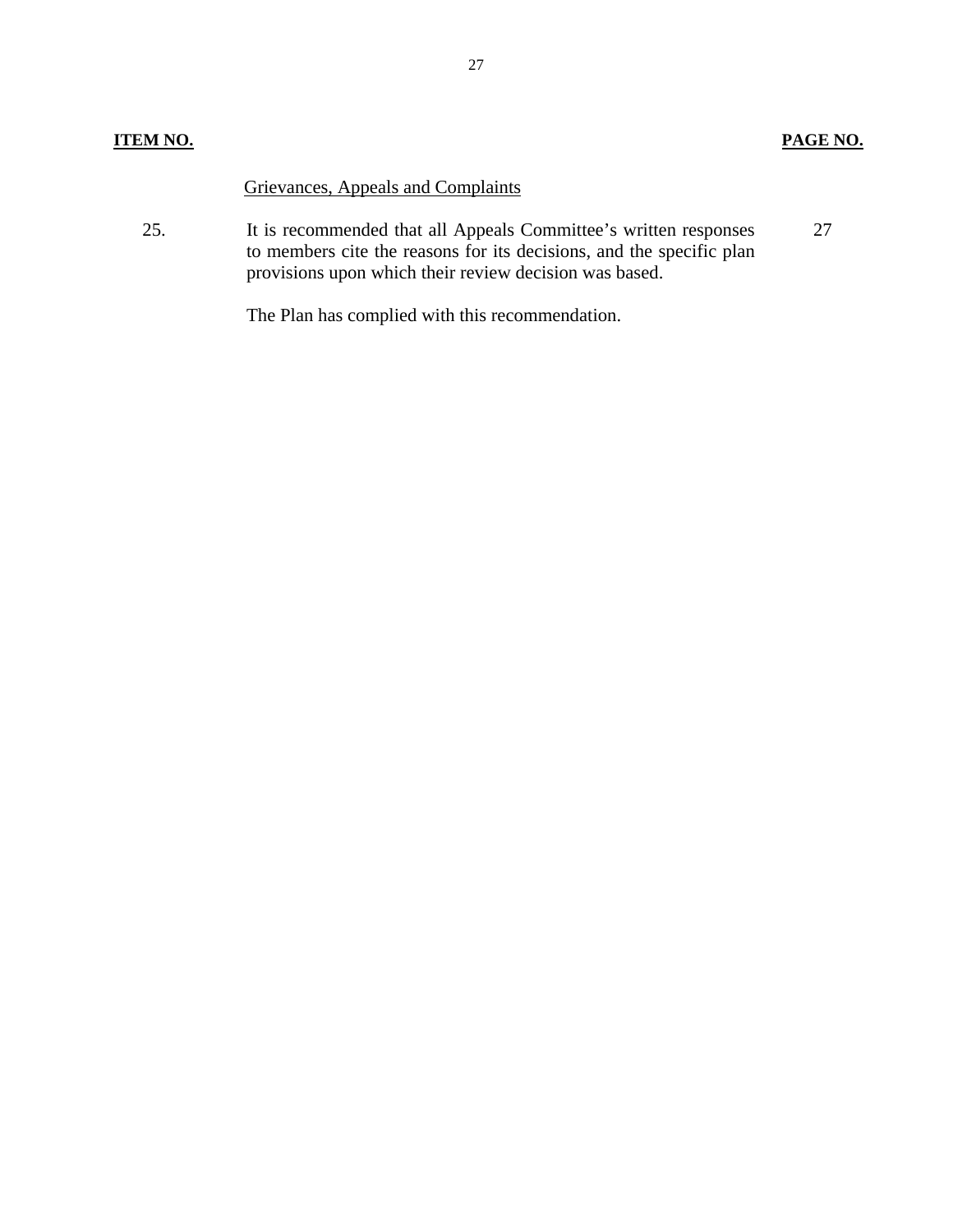| ITEM NO. | | PAGE NO. |
|---|---|---|
| | Grievances, Appeals and Complaints | |
| 25. | It is recommended that all Appeals Committee's written responses to members cite the reasons for its decisions, and the specific plan provisions upon which their review decision was based.<br><br>The Plan has complied with this recommendation. | 27 |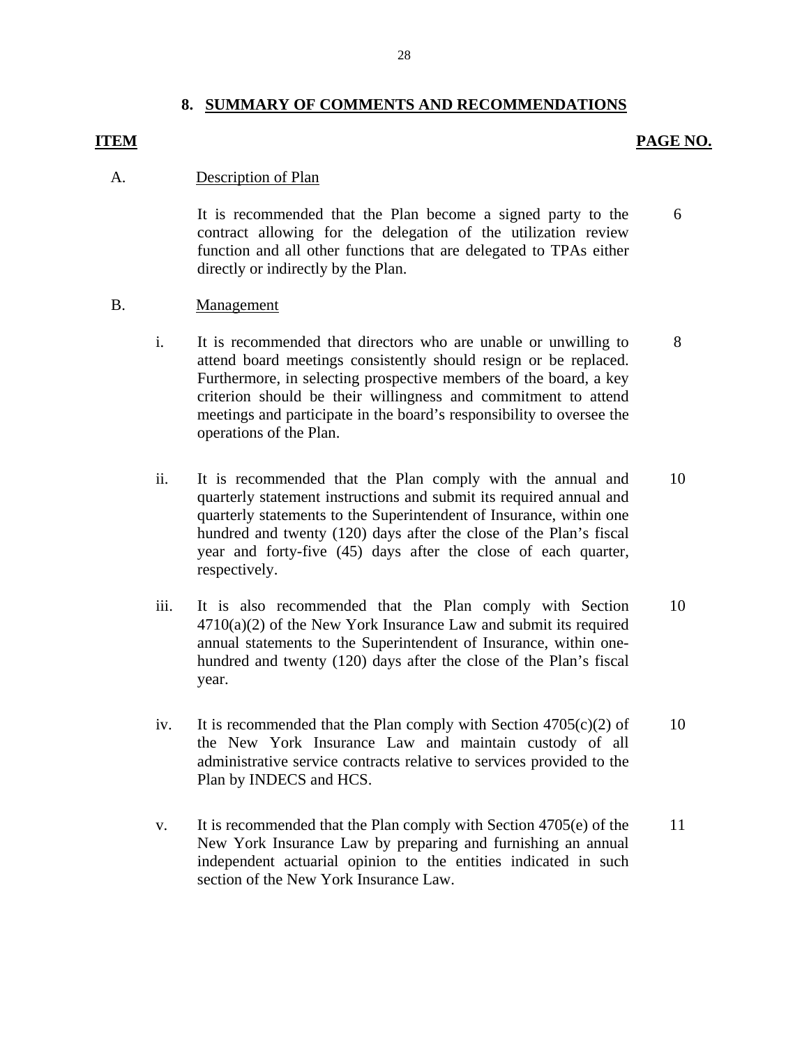## 8. SUMMARY OF COMMENTS AND RECOMMENDATIONS

| ITEM | | | PAGE NO. |
|---|---|---|---|
| A. | | **Description of Plan** | |
| | | It is recommended that the Plan become a signed party to the contract allowing for the delegation of the utilization review function and all other functions that are delegated to TPAs either directly or indirectly by the Plan. | 6 |
| B. | | **Management** | |
| | i. | It is recommended that directors who are unable or unwilling to attend board meetings consistently should resign or be replaced. Furthermore, in selecting prospective members of the board, a key criterion should be their willingness and commitment to attend meetings and participate in the board's responsibility to oversee the operations of the Plan. | 8 |
| | ii. | It is recommended that the Plan comply with the annual and quarterly statement instructions and submit its required annual and quarterly statements to the Superintendent of Insurance, within one hundred and twenty (120) days after the close of the Plan's fiscal year and forty-five (45) days after the close of each quarter, respectively. | 10 |
| | iii. | It is also recommended that the Plan comply with Section 4710(a)(2) of the New York Insurance Law and submit its required annual statements to the Superintendent of Insurance, within one-hundred and twenty (120) days after the close of the Plan's fiscal year. | 10 |
| | iv. | It is recommended that the Plan comply with Section 4705(c)(2) of the New York Insurance Law and maintain custody of all administrative service contracts relative to services provided to the Plan by INDECS and HCS. | 10 |
| | v. | It is recommended that the Plan comply with Section 4705(e) of the New York Insurance Law by preparing and furnishing an annual independent actuarial opinion to the entities indicated in such section of the New York Insurance Law. | 11 |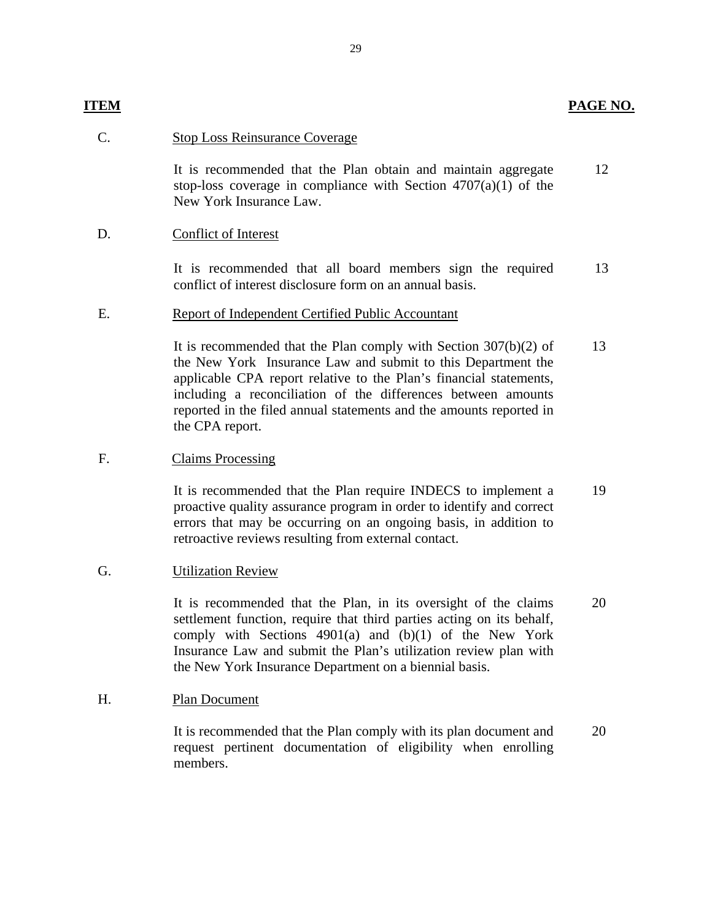| ITEM | | PAGE NO. |
|---|---|---|
| C. | Stop Loss Reinsurance Coverage | |
| | It is recommended that the Plan obtain and maintain aggregate stop-loss coverage in compliance with Section 4707(a)(1) of the New York Insurance Law. | 12 |
| D. | Conflict of Interest | |
| | It is recommended that all board members sign the required conflict of interest disclosure form on an annual basis. | 13 |
| E. | Report of Independent Certified Public Accountant | |
| | It is recommended that the Plan comply with Section 307(b)(2) of the New York Insurance Law and submit to this Department the applicable CPA report relative to the Plan's financial statements, including a reconciliation of the differences between amounts reported in the filed annual statements and the amounts reported in the CPA report. | 13 |
| F. | Claims Processing | |
| | It is recommended that the Plan require INDECS to implement a proactive quality assurance program in order to identify and correct errors that may be occurring on an ongoing basis, in addition to retroactive reviews resulting from external contact. | 19 |
| G. | Utilization Review | |
| | It is recommended that the Plan, in its oversight of the claims settlement function, require that third parties acting on its behalf, comply with Sections 4901(a) and (b)(1) of the New York Insurance Law and submit the Plan's utilization review plan with the New York Insurance Department on a biennial basis. | 20 |
| H. | Plan Document | |
| | It is recommended that the Plan comply with its plan document and request pertinent documentation of eligibility when enrolling members. | 20 |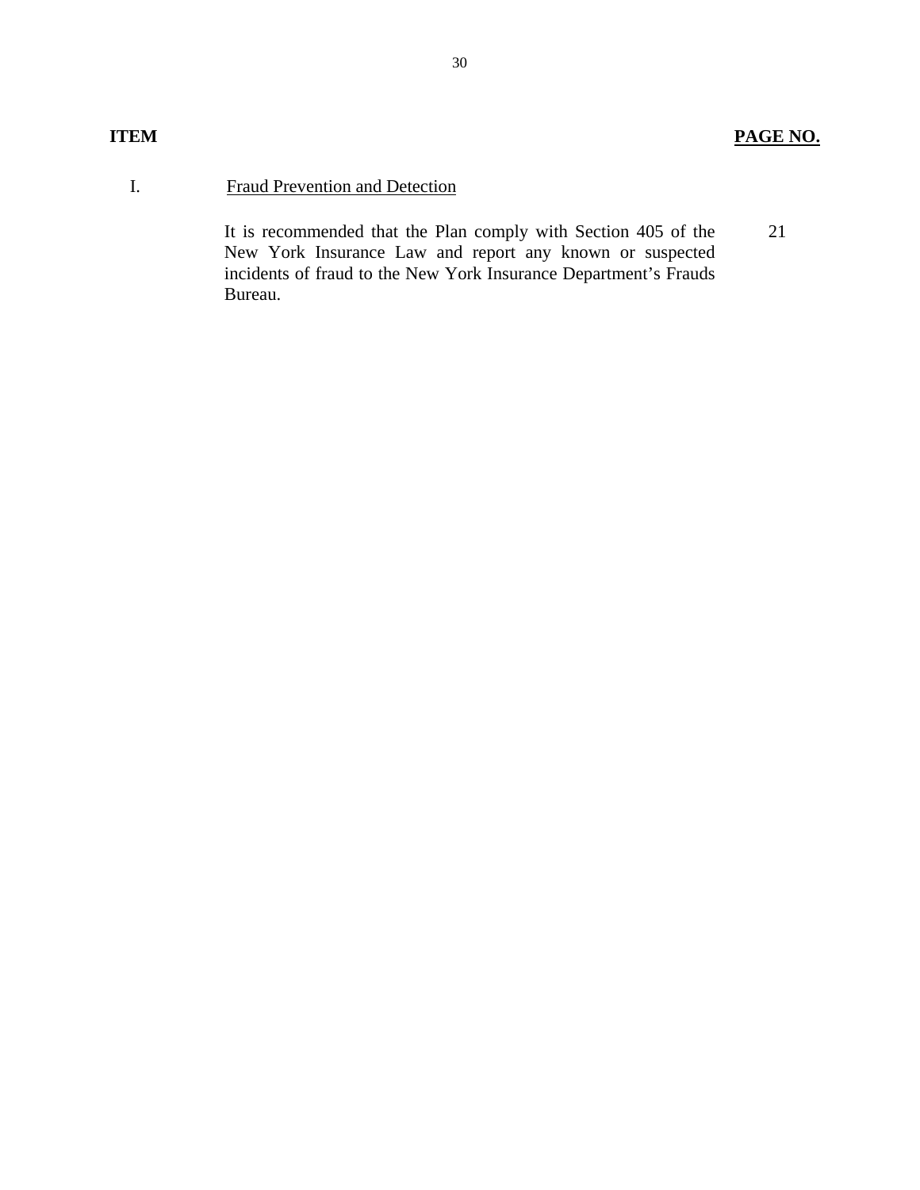| ITEM | | PAGE NO. |
|---|---|---|
| I. | Fraud Prevention and Detection | |
| | It is recommended that the Plan comply with Section 405 of the New York Insurance Law and report any known or suspected incidents of fraud to the New York Insurance Department's Frauds Bureau. | 21 |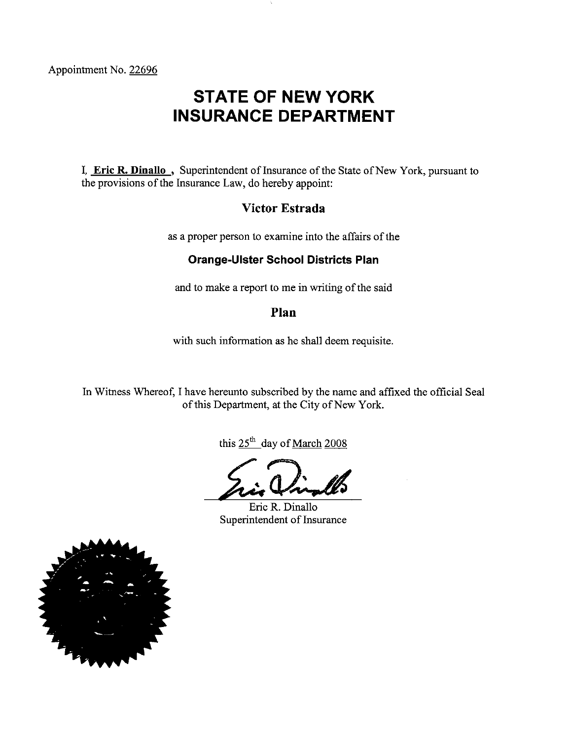Appointment No. 22696

# STATE OF NEW YORK
# INSURANCE DEPARTMENT

I, **Eric R. Dinallo**, Superintendent of Insurance of the State of New York, pursuant to the provisions of the Insurance Law, do hereby appoint:

**Victor Estrada**

as a proper person to examine into the affairs of the

**Orange-Ulster School Districts Plan**

and to make a report to me in writing of the said

**Plan**

with such information as he shall deem requisite.

In Witness Whereof, I have hereunto subscribed by the name and affixed the official Seal of this Department, at the City of New York.

this 25th day of March 2008

Eric R. Dinallo
Superintendent of Insurance